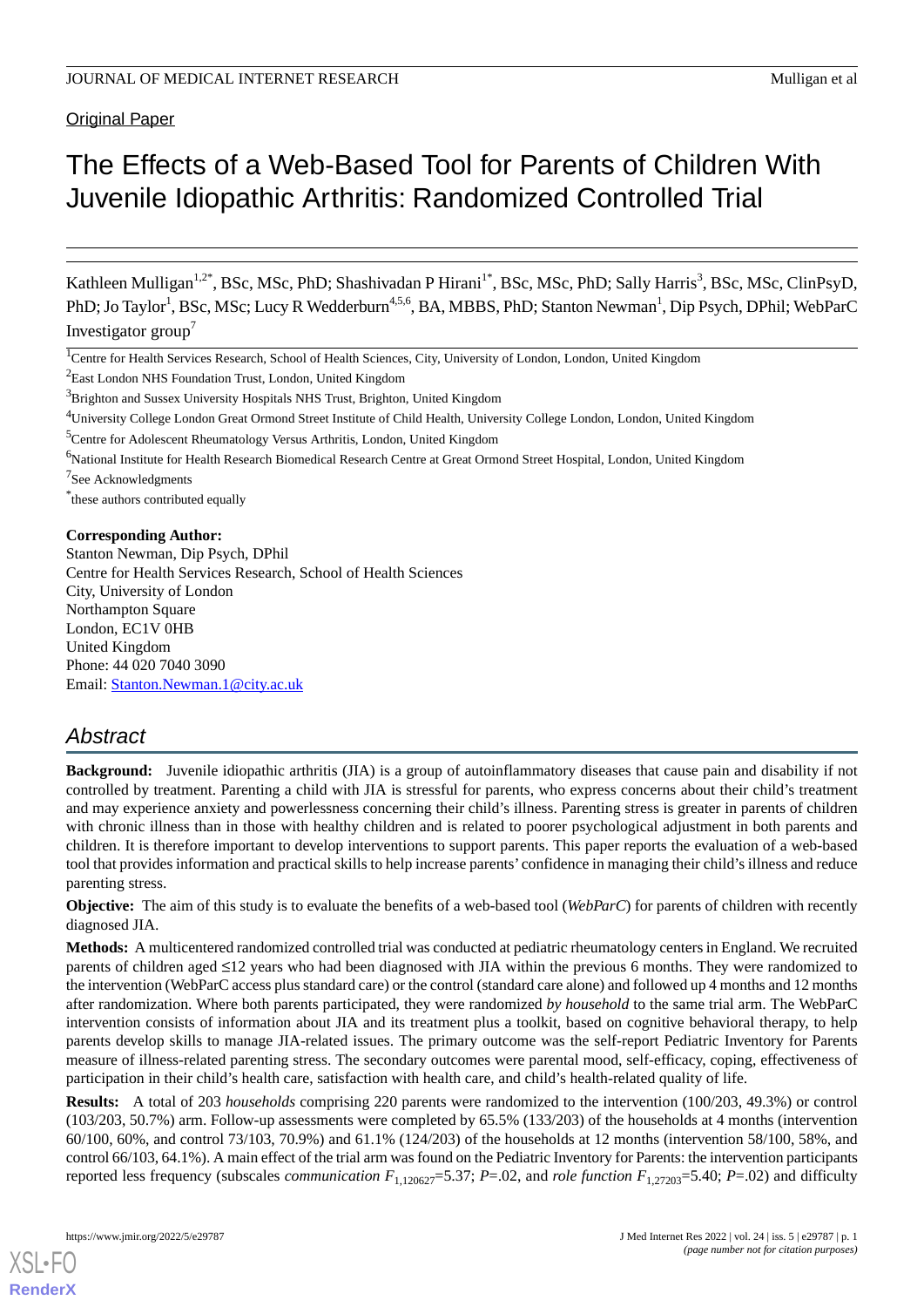Original Paper

# The Effects of a Web-Based Tool for Parents of Children With Juvenile Idiopathic Arthritis: Randomized Controlled Trial

Kathleen Mulligan[1,2*], BSc, MSc, PhD; Shashivadan P Hirani[1*], BSc, MSc, PhD; Sally Harris[3], BSc, MSc, ClinPsyD, PhD; Jo Taylor[1], BSc, MSc; Lucy R Wedderburn[4,5,6], BA, MBBS, PhD; Stanton Newman[1], Dip Psych, DPhil; WebParC Investigator group[7]

[1]Centre for Health Services Research, School of Health Sciences, City, University of London, London, United Kingdom

[2]East London NHS Foundation Trust, London, United Kingdom

[3]Brighton and Sussex University Hospitals NHS Trust, Brighton, United Kingdom

[4]University College London Great Ormond Street Institute of Child Health, University College London, London, United Kingdom

[5]Centre for Adolescent Rheumatology Versus Arthritis, London, United Kingdom

[6]National Institute for Health Research Biomedical Research Centre at Great Ormond Street Hospital, London, United Kingdom

[7]See Acknowledgments

[*]these authors contributed equally

**Corresponding Author:**
Stanton Newman, Dip Psych, DPhil
Centre for Health Services Research, School of Health Sciences
City, University of London
Northampton Square
London, EC1V 0HB
United Kingdom
Phone: 44 020 7040 3090
Email: Stanton.Newman.1@city.ac.uk

## Abstract

**Background:** Juvenile idiopathic arthritis (JIA) is a group of autoinflammatory diseases that cause pain and disability if not controlled by treatment. Parenting a child with JIA is stressful for parents, who express concerns about their child's treatment and may experience anxiety and powerlessness concerning their child's illness. Parenting stress is greater in parents of children with chronic illness than in those with healthy children and is related to poorer psychological adjustment in both parents and children. It is therefore important to develop interventions to support parents. This paper reports the evaluation of a web-based tool that provides information and practical skills to help increase parents' confidence in managing their child's illness and reduce parenting stress.

**Objective:** The aim of this study is to evaluate the benefits of a web-based tool (*WebParC*) for parents of children with recently diagnosed JIA.

**Methods:** A multicentered randomized controlled trial was conducted at pediatric rheumatology centers in England. We recruited parents of children aged ≤12 years who had been diagnosed with JIA within the previous 6 months. They were randomized to the intervention (WebParC access plus standard care) or the control (standard care alone) and followed up 4 months and 12 months after randomization. Where both parents participated, they were randomized *by household* to the same trial arm. The WebParC intervention consists of information about JIA and its treatment plus a toolkit, based on cognitive behavioral therapy, to help parents develop skills to manage JIA-related issues. The primary outcome was the self-report Pediatric Inventory for Parents measure of illness-related parenting stress. The secondary outcomes were parental mood, self-efficacy, coping, effectiveness of participation in their child's health care, satisfaction with health care, and child's health-related quality of life.

**Results:** A total of 203 *households* comprising 220 parents were randomized to the intervention (100/203, 49.3%) or control (103/203, 50.7%) arm. Follow-up assessments were completed by 65.5% (133/203) of the households at 4 months (intervention 60/100, 60%, and control 73/103, 70.9%) and 61.1% (124/203) of the households at 12 months (intervention 58/100, 58%, and control 66/103, 64.1%). A main effect of the trial arm was found on the Pediatric Inventory for Parents: the intervention participants reported less frequency (subscales *communication* $F_{1,120627}$=5.37; *P*=.02, and *role function* $F_{1,27203}$=5.40; *P*=.02) and difficulty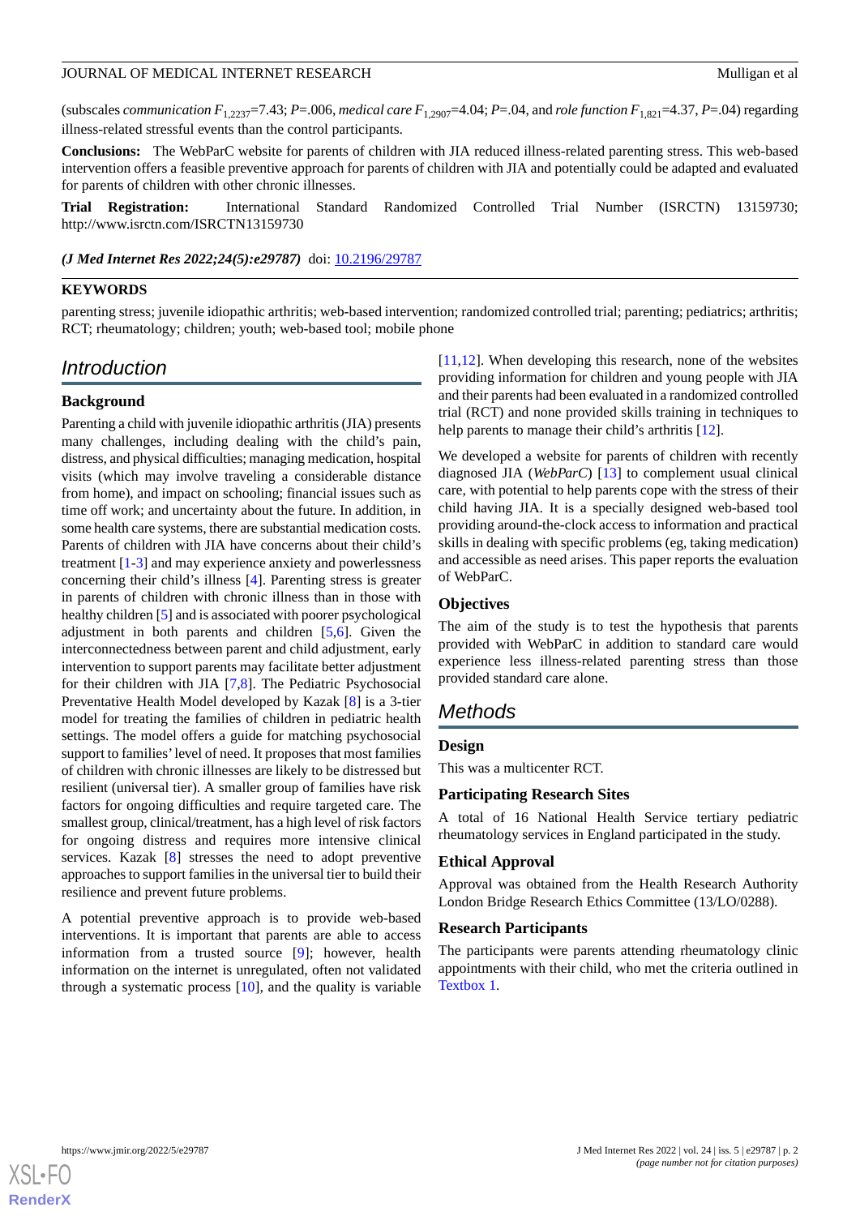(subscales *communication* $F_{1,2237}$=7.43; *P*=.006, *medical care* $F_{1,2907}$=4.04; *P*=.04, and *role function* $F_{1,821}$=4.37, *P*=.04) regarding illness-related stressful events than the control participants.

**Conclusions:** The WebParC website for parents of children with JIA reduced illness-related parenting stress. This web-based intervention offers a feasible preventive approach for parents of children with JIA and potentially could be adapted and evaluated for parents of children with other chronic illnesses.

**Trial Registration:** International Standard Randomized Controlled Trial Number (ISRCTN) 13159730; http://www.isrctn.com/ISRCTN13159730

***(J Med Internet Res 2022;24(5):e29787)*** doi: 10.2196/29787

**KEYWORDS**

parenting stress; juvenile idiopathic arthritis; web-based intervention; randomized controlled trial; parenting; pediatrics; arthritis; RCT; rheumatology; children; youth; web-based tool; mobile phone

## Introduction

### Background

Parenting a child with juvenile idiopathic arthritis (JIA) presents many challenges, including dealing with the child's pain, distress, and physical difficulties; managing medication, hospital visits (which may involve traveling a considerable distance from home), and impact on schooling; financial issues such as time off work; and uncertainty about the future. In addition, in some health care systems, there are substantial medication costs. Parents of children with JIA have concerns about their child's treatment [1-3] and may experience anxiety and powerlessness concerning their child's illness [4]. Parenting stress is greater in parents of children with chronic illness than in those with healthy children [5] and is associated with poorer psychological adjustment in both parents and children [5,6]. Given the interconnectedness between parent and child adjustment, early intervention to support parents may facilitate better adjustment for their children with JIA [7,8]. The Pediatric Psychosocial Preventative Health Model developed by Kazak [8] is a 3-tier model for treating the families of children in pediatric health settings. The model offers a guide for matching psychosocial support to families' level of need. It proposes that most families of children with chronic illnesses are likely to be distressed but resilient (universal tier). A smaller group of families have risk factors for ongoing difficulties and require targeted care. The smallest group, clinical/treatment, has a high level of risk factors for ongoing distress and requires more intensive clinical services. Kazak [8] stresses the need to adopt preventive approaches to support families in the universal tier to build their resilience and prevent future problems.

A potential preventive approach is to provide web-based interventions. It is important that parents are able to access information from a trusted source [9]; however, health information on the internet is unregulated, often not validated through a systematic process [10], and the quality is variable [11,12]. When developing this research, none of the websites providing information for children and young people with JIA and their parents had been evaluated in a randomized controlled trial (RCT) and none provided skills training in techniques to help parents to manage their child's arthritis [12].

We developed a website for parents of children with recently diagnosed JIA (*WebParC*) [13] to complement usual clinical care, with potential to help parents cope with the stress of their child having JIA. It is a specially designed web-based tool providing around-the-clock access to information and practical skills in dealing with specific problems (eg, taking medication) and accessible as need arises. This paper reports the evaluation of WebParC.

### Objectives

The aim of the study is to test the hypothesis that parents provided with WebParC in addition to standard care would experience less illness-related parenting stress than those provided standard care alone.

## Methods

### Design

This was a multicenter RCT.

### Participating Research Sites

A total of 16 National Health Service tertiary pediatric rheumatology services in England participated in the study.

### Ethical Approval

Approval was obtained from the Health Research Authority London Bridge Research Ethics Committee (13/LO/0288).

### Research Participants

The participants were parents attending rheumatology clinic appointments with their child, who met the criteria outlined in Textbox 1.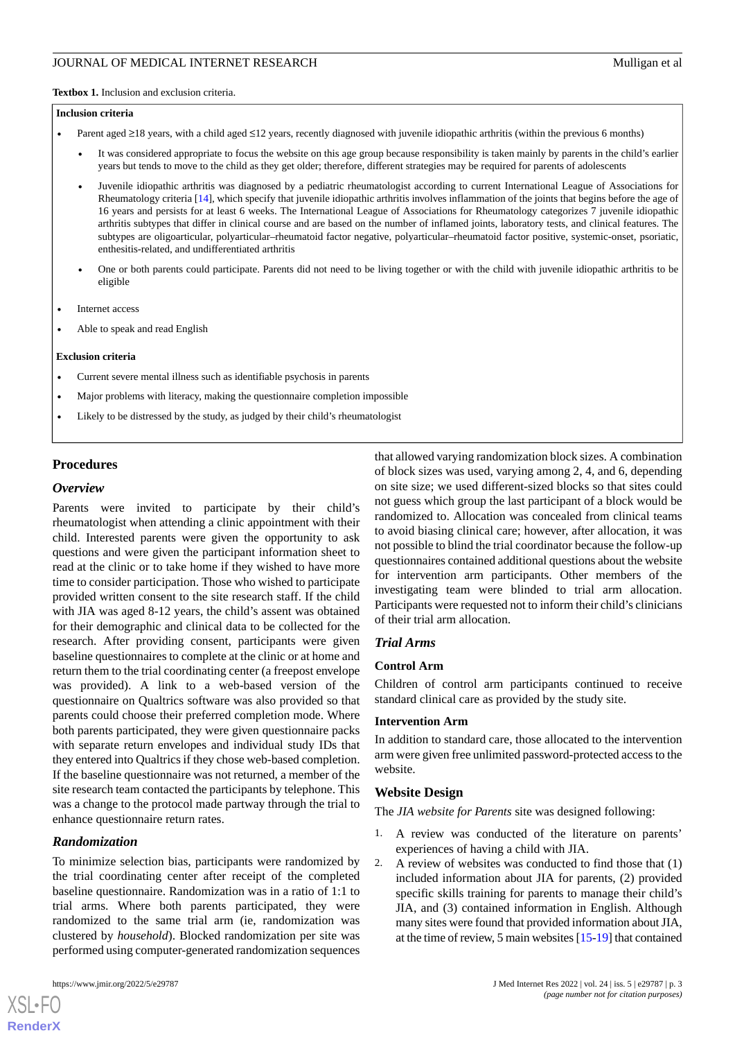**Textbox 1.** Inclusion and exclusion criteria.

**Inclusion criteria**

- Parent aged ≥18 years, with a child aged ≤12 years, recently diagnosed with juvenile idiopathic arthritis (within the previous 6 months)
  - It was considered appropriate to focus the website on this age group because responsibility is taken mainly by parents in the child's earlier years but tends to move to the child as they get older; therefore, different strategies may be required for parents of adolescents
  - Juvenile idiopathic arthritis was diagnosed by a pediatric rheumatologist according to current International League of Associations for Rheumatology criteria [14], which specify that juvenile idiopathic arthritis involves inflammation of the joints that begins before the age of 16 years and persists for at least 6 weeks. The International League of Associations for Rheumatology categorizes 7 juvenile idiopathic arthritis subtypes that differ in clinical course and are based on the number of inflamed joints, laboratory tests, and clinical features. The subtypes are oligoarticular, polyarticular–rheumatoid factor negative, polyarticular–rheumatoid factor positive, systemic-onset, psoriatic, enthesitis-related, and undifferentiated arthritis
  - One or both parents could participate. Parents did not need to be living together or with the child with juvenile idiopathic arthritis to be eligible
- Internet access
- Able to speak and read English

**Exclusion criteria**

- Current severe mental illness such as identifiable psychosis in parents
- Major problems with literacy, making the questionnaire completion impossible
- Likely to be distressed by the study, as judged by their child's rheumatologist

## Procedures

### Overview

Parents were invited to participate by their child's rheumatologist when attending a clinic appointment with their child. Interested parents were given the opportunity to ask questions and were given the participant information sheet to read at the clinic or to take home if they wished to have more time to consider participation. Those who wished to participate provided written consent to the site research staff. If the child with JIA was aged 8-12 years, the child's assent was obtained for their demographic and clinical data to be collected for the research. After providing consent, participants were given baseline questionnaires to complete at the clinic or at home and return them to the trial coordinating center (a freepost envelope was provided). A link to a web-based version of the questionnaire on Qualtrics software was also provided so that parents could choose their preferred completion mode. Where both parents participated, they were given questionnaire packs with separate return envelopes and individual study IDs that they entered into Qualtrics if they chose web-based completion. If the baseline questionnaire was not returned, a member of the site research team contacted the participants by telephone. This was a change to the protocol made partway through the trial to enhance questionnaire return rates.

### Randomization

To minimize selection bias, participants were randomized by the trial coordinating center after receipt of the completed baseline questionnaire. Randomization was in a ratio of 1:1 to trial arms. Where both parents participated, they were randomized to the same trial arm (ie, randomization was clustered by *household*). Blocked randomization per site was performed using computer-generated randomization sequences that allowed varying randomization block sizes. A combination of block sizes was used, varying among 2, 4, and 6, depending on site size; we used different-sized blocks so that sites could not guess which group the last participant of a block would be randomized to. Allocation was concealed from clinical teams to avoid biasing clinical care; however, after allocation, it was not possible to blind the trial coordinator because the follow-up questionnaires contained additional questions about the website for intervention arm participants. Other members of the investigating team were blinded to trial arm allocation. Participants were requested not to inform their child's clinicians of their trial arm allocation.

### Trial Arms

#### Control Arm

Children of control arm participants continued to receive standard clinical care as provided by the study site.

#### Intervention Arm

In addition to standard care, those allocated to the intervention arm were given free unlimited password-protected access to the website.

## Website Design

The *JIA website for Parents* site was designed following:

1. A review was conducted of the literature on parents' experiences of having a child with JIA.
2. A review of websites was conducted to find those that (1) included information about JIA for parents, (2) provided specific skills training for parents to manage their child's JIA, and (3) contained information in English. Although many sites were found that provided information about JIA, at the time of review, 5 main websites [15-19] that contained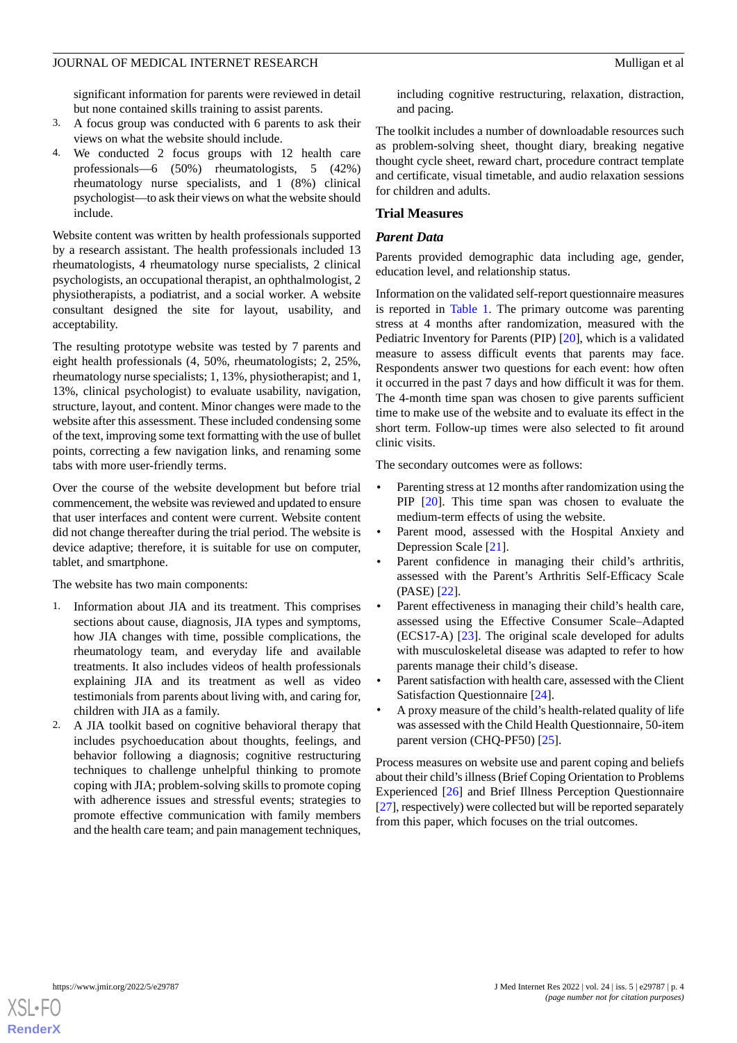significant information for parents were reviewed in detail but none contained skills training to assist parents.

3. A focus group was conducted with 6 parents to ask their views on what the website should include.
4. We conducted 2 focus groups with 12 health care professionals—6 (50%) rheumatologists, 5 (42%) rheumatology nurse specialists, and 1 (8%) clinical psychologist—to ask their views on what the website should include.

Website content was written by health professionals supported by a research assistant. The health professionals included 13 rheumatologists, 4 rheumatology nurse specialists, 2 clinical psychologists, an occupational therapist, an ophthalmologist, 2 physiotherapists, a podiatrist, and a social worker. A website consultant designed the site for layout, usability, and acceptability.

The resulting prototype website was tested by 7 parents and eight health professionals (4, 50%, rheumatologists; 2, 25%, rheumatology nurse specialists; 1, 13%, physiotherapist; and 1, 13%, clinical psychologist) to evaluate usability, navigation, structure, layout, and content. Minor changes were made to the website after this assessment. These included condensing some of the text, improving some text formatting with the use of bullet points, correcting a few navigation links, and renaming some tabs with more user-friendly terms.

Over the course of the website development but before trial commencement, the website was reviewed and updated to ensure that user interfaces and content were current. Website content did not change thereafter during the trial period. The website is device adaptive; therefore, it is suitable for use on computer, tablet, and smartphone.

The website has two main components:

1. Information about JIA and its treatment. This comprises sections about cause, diagnosis, JIA types and symptoms, how JIA changes with time, possible complications, the rheumatology team, and everyday life and available treatments. It also includes videos of health professionals explaining JIA and its treatment as well as video testimonials from parents about living with, and caring for, children with JIA as a family.
2. A JIA toolkit based on cognitive behavioral therapy that includes psychoeducation about thoughts, feelings, and behavior following a diagnosis; cognitive restructuring techniques to challenge unhelpful thinking to promote coping with JIA; problem-solving skills to promote coping with adherence issues and stressful events; strategies to promote effective communication with family members and the health care team; and pain management techniques, including cognitive restructuring, relaxation, distraction, and pacing.

The toolkit includes a number of downloadable resources such as problem-solving sheet, thought diary, breaking negative thought cycle sheet, reward chart, procedure contract template and certificate, visual timetable, and audio relaxation sessions for children and adults.

## Trial Measures

### *Parent Data*

Parents provided demographic data including age, gender, education level, and relationship status.

Information on the validated self-report questionnaire measures is reported in Table 1. The primary outcome was parenting stress at 4 months after randomization, measured with the Pediatric Inventory for Parents (PIP) [20], which is a validated measure to assess difficult events that parents may face. Respondents answer two questions for each event: how often it occurred in the past 7 days and how difficult it was for them. The 4-month time span was chosen to give parents sufficient time to make use of the website and to evaluate its effect in the short term. Follow-up times were also selected to fit around clinic visits.

The secondary outcomes were as follows:

- Parenting stress at 12 months after randomization using the PIP [20]. This time span was chosen to evaluate the medium-term effects of using the website.
- Parent mood, assessed with the Hospital Anxiety and Depression Scale [21].
- Parent confidence in managing their child's arthritis, assessed with the Parent's Arthritis Self-Efficacy Scale (PASE) [22].
- Parent effectiveness in managing their child's health care, assessed using the Effective Consumer Scale–Adapted (ECS17-A) [23]. The original scale developed for adults with musculoskeletal disease was adapted to refer to how parents manage their child's disease.
- Parent satisfaction with health care, assessed with the Client Satisfaction Questionnaire [24].
- A proxy measure of the child's health-related quality of life was assessed with the Child Health Questionnaire, 50-item parent version (CHQ-PF50) [25].

Process measures on website use and parent coping and beliefs about their child's illness (Brief Coping Orientation to Problems Experienced [26] and Brief Illness Perception Questionnaire [27], respectively) were collected but will be reported separately from this paper, which focuses on the trial outcomes.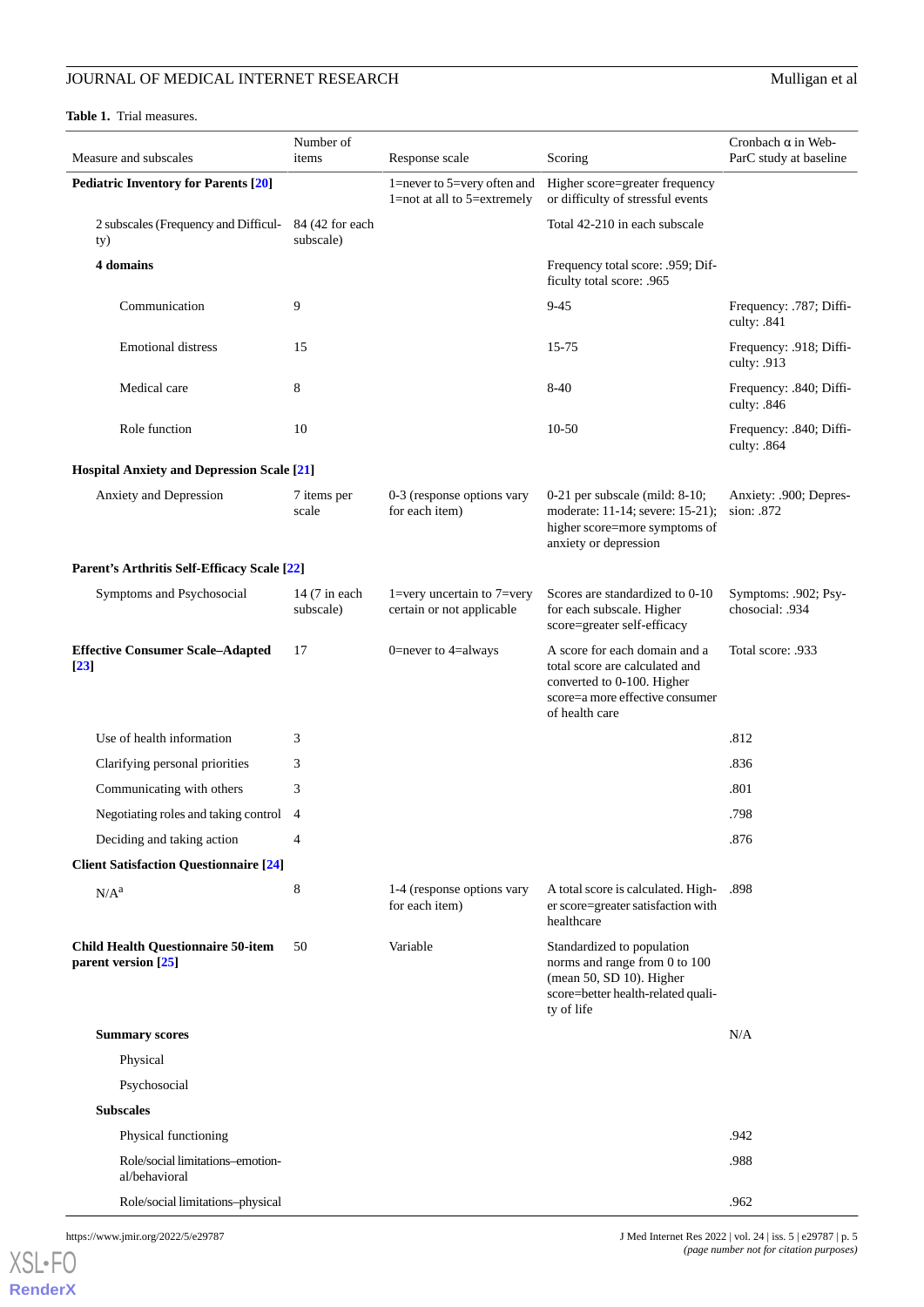**Table 1.** Trial measures.

| Measure and subscales | Number of items | Response scale | Scoring | Cronbach α in Web-ParC study at baseline |
|---|---|---|---|---|
| **Pediatric Inventory for Parents [20]** | | 1=never to 5=very often and 1=not at all to 5=extremely | Higher score=greater frequency or difficulty of stressful events | |
| 2 subscales (Frequency and Difficulty) | 84 (42 for each subscale) | | Total 42-210 in each subscale | |
| **4 domains** | | | Frequency total score: .959; Difficulty total score: .965 | |
| Communication | 9 | | 9-45 | Frequency: .787; Difficulty: .841 |
| Emotional distress | 15 | | 15-75 | Frequency: .918; Difficulty: .913 |
| Medical care | 8 | | 8-40 | Frequency: .840; Difficulty: .846 |
| Role function | 10 | | 10-50 | Frequency: .840; Difficulty: .864 |
| **Hospital Anxiety and Depression Scale [21]** | | | | |
| Anxiety and Depression | 7 items per scale | 0-3 (response options vary for each item) | 0-21 per subscale (mild: 8-10; moderate: 11-14; severe: 15-21); higher score=more symptoms of anxiety or depression | Anxiety: .900; Depression: .872 |
| **Parent's Arthritis Self-Efficacy Scale [22]** | | | | |
| Symptoms and Psychosocial | 14 (7 in each subscale) | 1=very uncertain to 7=very certain or not applicable | Scores are standardized to 0-10 for each subscale. Higher score=greater self-efficacy | Symptoms: .902; Psychosocial: .934 |
| **Effective Consumer Scale–Adapted [23]** | 17 | 0=never to 4=always | A score for each domain and a total score are calculated and converted to 0-100. Higher score=a more effective consumer of health care | Total score: .933 |
| Use of health information | 3 | | | .812 |
| Clarifying personal priorities | 3 | | | .836 |
| Communicating with others | 3 | | | .801 |
| Negotiating roles and taking control | 4 | | | .798 |
| Deciding and taking action | 4 | | | .876 |
| **Client Satisfaction Questionnaire [24]** | | | | |
| N/A[a] | 8 | 1-4 (response options vary for each item) | A total score is calculated. Higher score=greater satisfaction with healthcare | .898 |
| **Child Health Questionnaire 50-item parent version [25]** | 50 | Variable | Standardized to population norms and range from 0 to 100 (mean 50, SD 10). Higher score=better health-related quality of life | |
| **Summary scores** | | | | N/A |
| Physical | | | | |
| Psychosocial | | | | |
| **Subscales** | | | | |
| Physical functioning | | | | .942 |
| Role/social limitations–emotional/behavioral | | | | .988 |
| Role/social limitations–physical | | | | .962 |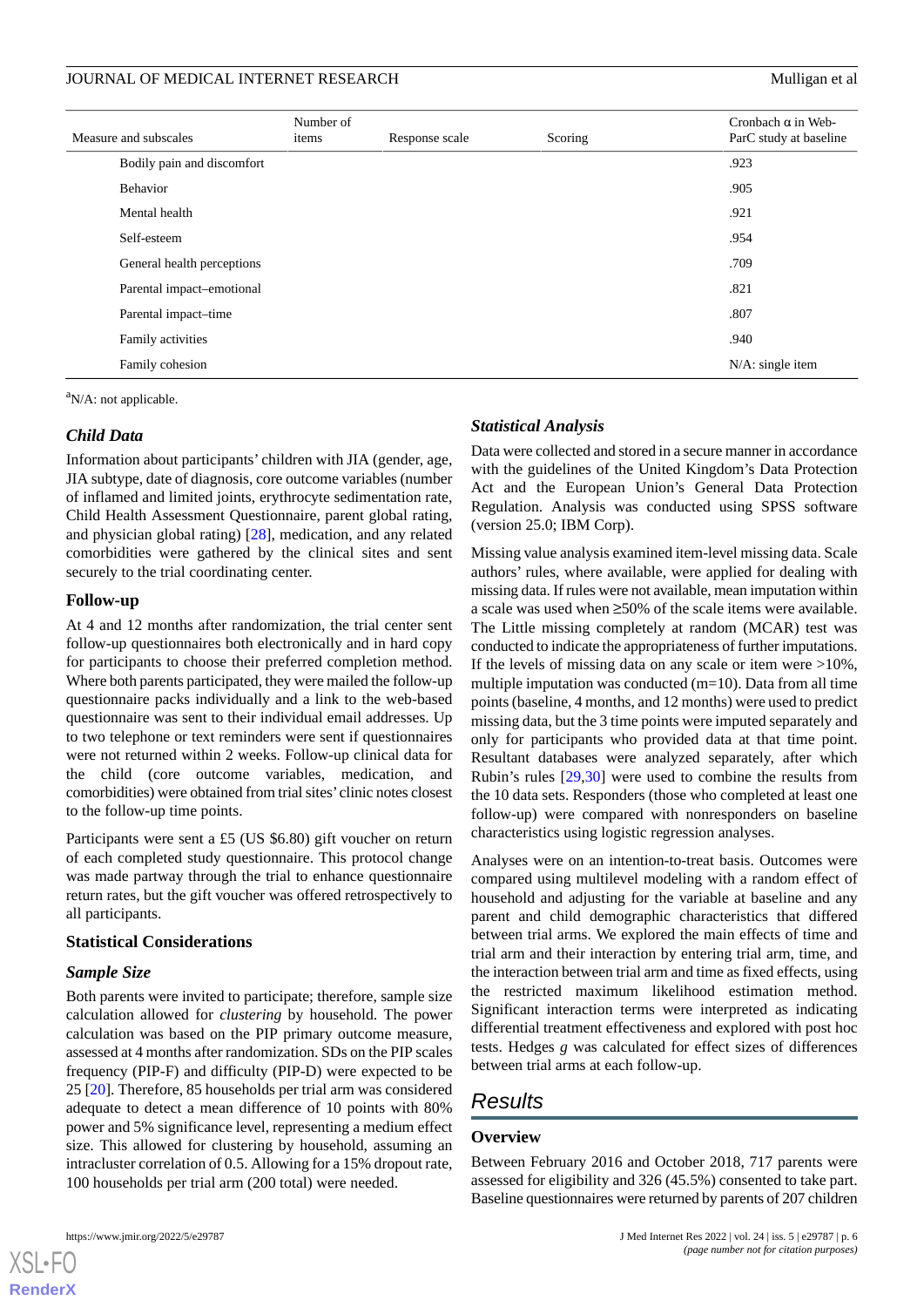| Measure and subscales | Number of items | Response scale | Scoring | Cronbach α in Web-ParC study at baseline |
|---|---|---|---|---|
| Bodily pain and discomfort | | | | .923 |
| Behavior | | | | .905 |
| Mental health | | | | .921 |
| Self-esteem | | | | .954 |
| General health perceptions | | | | .709 |
| Parental impact–emotional | | | | .821 |
| Parental impact–time | | | | .807 |
| Family activities | | | | .940 |
| Family cohesion | | | | N/A: single item |

[a]N/A: not applicable.

### Child Data

Information about participants' children with JIA (gender, age, JIA subtype, date of diagnosis, core outcome variables (number of inflamed and limited joints, erythrocyte sedimentation rate, Child Health Assessment Questionnaire, parent global rating, and physician global rating) [28], medication, and any related comorbidities were gathered by the clinical sites and sent securely to the trial coordinating center.

### Follow-up

At 4 and 12 months after randomization, the trial center sent follow-up questionnaires both electronically and in hard copy for participants to choose their preferred completion method. Where both parents participated, they were mailed the follow-up questionnaire packs individually and a link to the web-based questionnaire was sent to their individual email addresses. Up to two telephone or text reminders were sent if questionnaires were not returned within 2 weeks. Follow-up clinical data for the child (core outcome variables, medication, and comorbidities) were obtained from trial sites' clinic notes closest to the follow-up time points.

Participants were sent a £5 (US $6.80) gift voucher on return of each completed study questionnaire. This protocol change was made partway through the trial to enhance questionnaire return rates, but the gift voucher was offered retrospectively to all participants.

### Statistical Considerations

### Sample Size

Both parents were invited to participate; therefore, sample size calculation allowed for *clustering* by household. The power calculation was based on the PIP primary outcome measure, assessed at 4 months after randomization. SDs on the PIP scales frequency (PIP-F) and difficulty (PIP-D) were expected to be 25 [20]. Therefore, 85 households per trial arm was considered adequate to detect a mean difference of 10 points with 80% power and 5% significance level, representing a medium effect size. This allowed for clustering by household, assuming an intracluster correlation of 0.5. Allowing for a 15% dropout rate, 100 households per trial arm (200 total) were needed.

### Statistical Analysis

Data were collected and stored in a secure manner in accordance with the guidelines of the United Kingdom's Data Protection Act and the European Union's General Data Protection Regulation. Analysis was conducted using SPSS software (version 25.0; IBM Corp).

Missing value analysis examined item-level missing data. Scale authors' rules, where available, were applied for dealing with missing data. If rules were not available, mean imputation within a scale was used when ≥50% of the scale items were available. The Little missing completely at random (MCAR) test was conducted to indicate the appropriateness of further imputations. If the levels of missing data on any scale or item were >10%, multiple imputation was conducted (m=10). Data from all time points (baseline, 4 months, and 12 months) were used to predict missing data, but the 3 time points were imputed separately and only for participants who provided data at that time point. Resultant databases were analyzed separately, after which Rubin's rules [29,30] were used to combine the results from the 10 data sets. Responders (those who completed at least one follow-up) were compared with nonresponders on baseline characteristics using logistic regression analyses.

Analyses were on an intention-to-treat basis. Outcomes were compared using multilevel modeling with a random effect of household and adjusting for the variable at baseline and any parent and child demographic characteristics that differed between trial arms. We explored the main effects of time and trial arm and their interaction by entering trial arm, time, and the interaction between trial arm and time as fixed effects, using the restricted maximum likelihood estimation method. Significant interaction terms were interpreted as indicating differential treatment effectiveness and explored with post hoc tests. Hedges *g* was calculated for effect sizes of differences between trial arms at each follow-up.

## Results

### Overview

Between February 2016 and October 2018, 717 parents were assessed for eligibility and 326 (45.5%) consented to take part. Baseline questionnaires were returned by parents of 207 children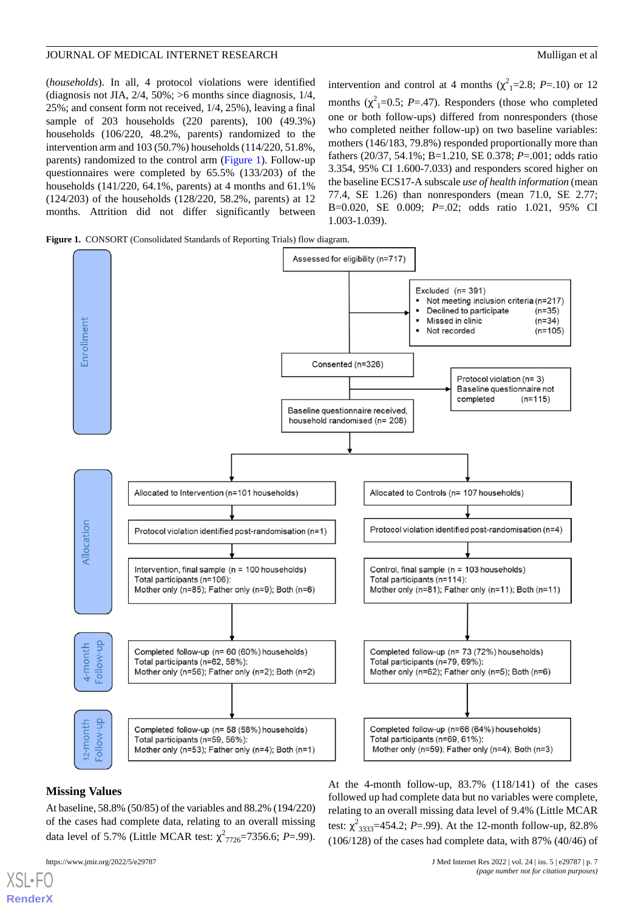(*households*). In all, 4 protocol violations were identified (diagnosis not JIA, 2/4, 50%; >6 months since diagnosis, 1/4, 25%; and consent form not received, 1/4, 25%), leaving a final sample of 203 households (220 parents), 100 (49.3%) households (106/220, 48.2%, parents) randomized to the intervention arm and 103 (50.7%) households (114/220, 51.8%, parents) randomized to the control arm (Figure 1). Follow-up questionnaires were completed by 65.5% (133/203) of the households (141/220, 64.1%, parents) at 4 months and 61.1% (124/203) of the households (128/220, 58.2%, parents) at 12 months. Attrition did not differ significantly between intervention and control at 4 months ($\chi^2_1$=2.8; *P*=.10) or 12 months ($\chi^2_1$=0.5; *P*=.47). Responders (those who completed one or both follow-ups) differed from nonresponders (those who completed neither follow-up) on two baseline variables: mothers (146/183, 79.8%) responded proportionally more than fathers (20/37, 54.1%; B=1.210, SE 0.378; *P*=.001; odds ratio 3.354, 95% CI 1.600-7.033) and responders scored higher on the baseline ECS17-A subscale *use of health information* (mean 77.4, SE 1.26) than nonresponders (mean 71.0, SE 2.77; B=0.020, SE 0.009; *P*=.02; odds ratio 1.021, 95% CI 1.003-1.039).

**Figure 1.** CONSORT (Consolidated Standards of Reporting Trials) flow diagram.

**Enrollment**

- Assessed for eligibility (n=717)
- Excluded (n= 391)
  - Not meeting inclusion criteria (n=217)
  - Declined to participate (n=35)
  - Missed in clinic (n=34)
  - Not recorded (n=105)
- Consented (n=326)
- Protocol violation (n= 3)
  Baseline questionnaire not completed (n=115)
- Baseline questionnaire received, household randomised (n= 208)

**Allocation**

| Intervention | Control |
|---|---|
| Allocated to Intervention (n=101 households) | Allocated to Controls (n= 107 households) |
| Protocol violation identified post-randomisation (n=1) | Protocol violation identified post-randomisation (n=4) |
| Intervention, final sample (n = 100 households) Total participants (n=106): Mother only (n=85); Father only (n=9); Both (n=6) | Control, final sample (n = 103 households) Total participants (n=114): Mother only (n=81); Father only (n=11); Both (n=11) |

**4-month Follow-up**

| Intervention | Control |
|---|---|
| Completed follow-up (n= 60 (60%) households) Total participants (n=62, 58%): Mother only (n=56); Father only (n=2); Both (n=2) | Completed follow-up (n= 73 (72%) households) Total participants (n=79, 69%): Mother only (n=62); Father only (n=5); Both (n=6) |

**12-month Follow-up**

| Intervention | Control |
|---|---|
| Completed follow-up (n= 58 (58%) households) Total participants (n=59, 56%): Mother only (n=53); Father only (n=4); Both (n=1) | Completed follow-up (n=66 (64%) households) Total participants (n=69, 61%): Mother only (n=59); Father only (n=4); Both (n=3) |

## Missing Values

At baseline, 58.8% (50/85) of the variables and 88.2% (194/220) of the cases had complete data, relating to an overall missing data level of 5.7% (Little MCAR test: $\chi^2_{7726}$=7356.6; *P*=.99). At the 4-month follow-up, 83.7% (118/141) of the cases followed up had complete data but no variables were complete, relating to an overall missing data level of 9.4% (Little MCAR test: $\chi^2_{3333}$=454.2; *P*=.99). At the 12-month follow-up, 82.8% (106/128) of the cases had complete data, with 87% (40/46) of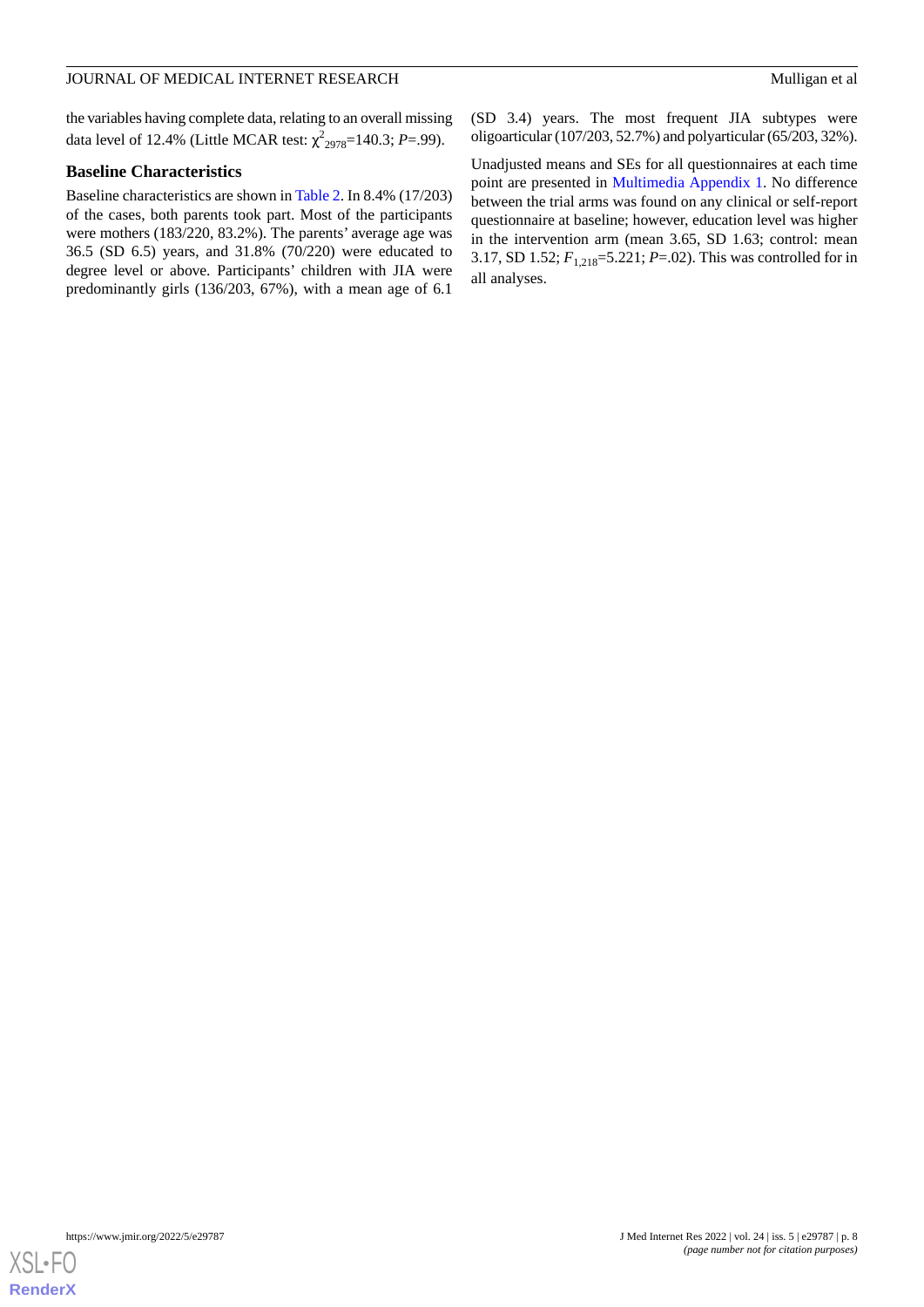the variables having complete data, relating to an overall missing data level of 12.4% (Little MCAR test: $\chi^2_{2978}$=140.3; *P*=.99).

### Baseline Characteristics

Baseline characteristics are shown in Table 2. In 8.4% (17/203) of the cases, both parents took part. Most of the participants were mothers (183/220, 83.2%). The parents' average age was 36.5 (SD 6.5) years, and 31.8% (70/220) were educated to degree level or above. Participants' children with JIA were predominantly girls (136/203, 67%), with a mean age of 6.1 (SD 3.4) years. The most frequent JIA subtypes were oligoarticular (107/203, 52.7%) and polyarticular (65/203, 32%).

Unadjusted means and SEs for all questionnaires at each time point are presented in Multimedia Appendix 1. No difference between the trial arms was found on any clinical or self-report questionnaire at baseline; however, education level was higher in the intervention arm (mean 3.65, SD 1.63; control: mean 3.17, SD 1.52; $F_{1,218}$=5.221; *P*=.02). This was controlled for in all analyses.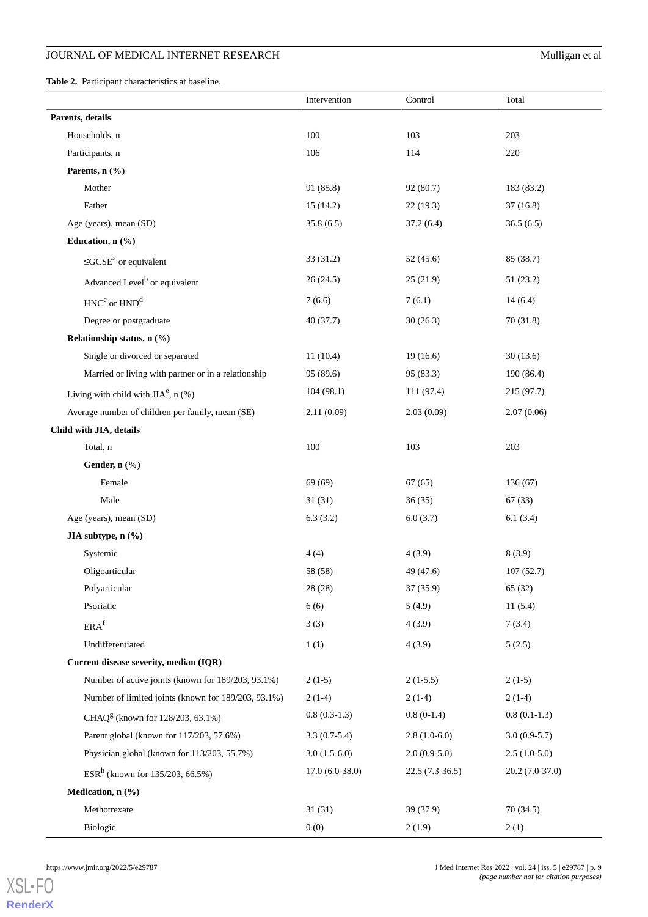**Table 2.** Participant characteristics at baseline.

| | Intervention | Control | Total |
|---|---|---|---|
| **Parents, details** | | | |
| Households, n | 100 | 103 | 203 |
| Participants, n | 106 | 114 | 220 |
| **Parents, n (%)** | | | |
| Mother | 91 (85.8) | 92 (80.7) | 183 (83.2) |
| Father | 15 (14.2) | 22 (19.3) | 37 (16.8) |
| Age (years), mean (SD) | 35.8 (6.5) | 37.2 (6.4) | 36.5 (6.5) |
| **Education, n (%)** | | | |
| ≤GCSE[a] or equivalent | 33 (31.2) | 52 (45.6) | 85 (38.7) |
| Advanced Level[b] or equivalent | 26 (24.5) | 25 (21.9) | 51 (23.2) |
| HNC[c] or HND[d] | 7 (6.6) | 7 (6.1) | 14 (6.4) |
| Degree or postgraduate | 40 (37.7) | 30 (26.3) | 70 (31.8) |
| **Relationship status, n (%)** | | | |
| Single or divorced or separated | 11 (10.4) | 19 (16.6) | 30 (13.6) |
| Married or living with partner or in a relationship | 95 (89.6) | 95 (83.3) | 190 (86.4) |
| Living with child with JIA[e], n (%) | 104 (98.1) | 111 (97.4) | 215 (97.7) |
| Average number of children per family, mean (SE) | 2.11 (0.09) | 2.03 (0.09) | 2.07 (0.06) |
| **Child with JIA, details** | | | |
| Total, n | 100 | 103 | 203 |
| **Gender, n (%)** | | | |
| Female | 69 (69) | 67 (65) | 136 (67) |
| Male | 31 (31) | 36 (35) | 67 (33) |
| Age (years), mean (SD) | 6.3 (3.2) | 6.0 (3.7) | 6.1 (3.4) |
| **JIA subtype, n (%)** | | | |
| Systemic | 4 (4) | 4 (3.9) | 8 (3.9) |
| Oligoarticular | 58 (58) | 49 (47.6) | 107 (52.7) |
| Polyarticular | 28 (28) | 37 (35.9) | 65 (32) |
| Psoriatic | 6 (6) | 5 (4.9) | 11 (5.4) |
| ERA[f] | 3 (3) | 4 (3.9) | 7 (3.4) |
| Undifferentiated | 1 (1) | 4 (3.9) | 5 (2.5) |
| **Current disease severity, median (IQR)** | | | |
| Number of active joints (known for 189/203, 93.1%) | 2 (1-5) | 2 (1-5.5) | 2 (1-5) |
| Number of limited joints (known for 189/203, 93.1%) | 2 (1-4) | 2 (1-4) | 2 (1-4) |
| CHAQ[g] (known for 128/203, 63.1%) | 0.8 (0.3-1.3) | 0.8 (0-1.4) | 0.8 (0.1-1.3) |
| Parent global (known for 117/203, 57.6%) | 3.3 (0.7-5.4) | 2.8 (1.0-6.0) | 3.0 (0.9-5.7) |
| Physician global (known for 113/203, 55.7%) | 3.0 (1.5-6.0) | 2.0 (0.9-5.0) | 2.5 (1.0-5.0) |
| ESR[h] (known for 135/203, 66.5%) | 17.0 (6.0-38.0) | 22.5 (7.3-36.5) | 20.2 (7.0-37.0) |
| **Medication, n (%)** | | | |
| Methotrexate | 31 (31) | 39 (37.9) | 70 (34.5) |
| Biologic | 0 (0) | 2 (1.9) | 2 (1) |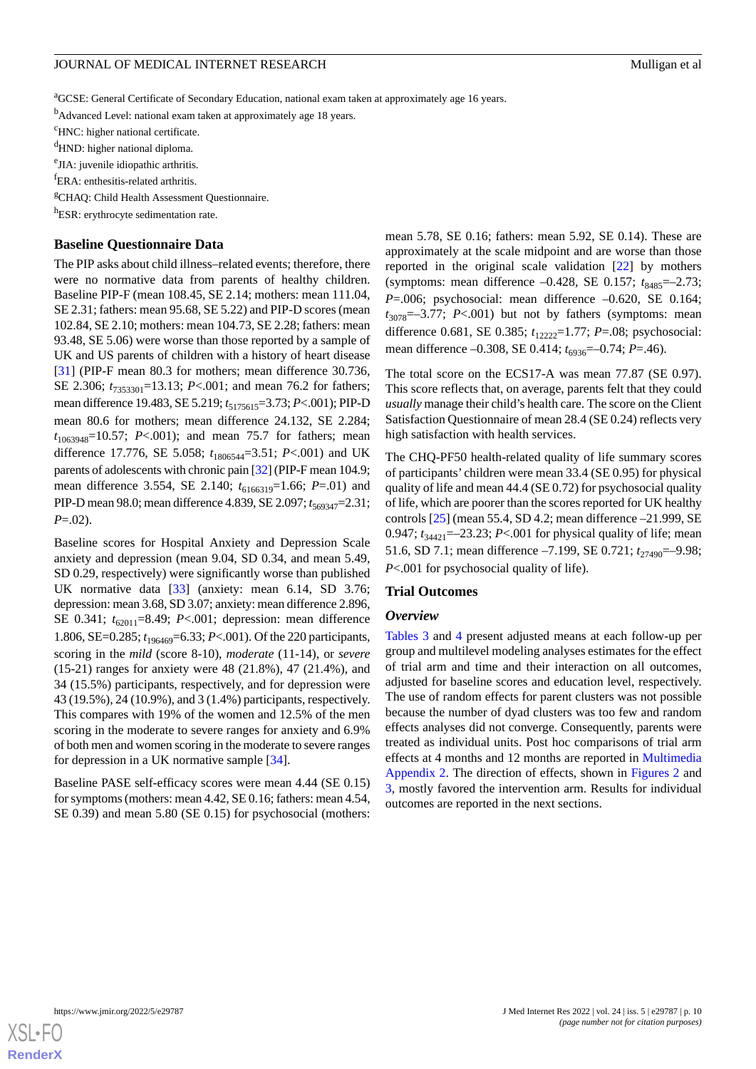[a]GCSE: General Certificate of Secondary Education, national exam taken at approximately age 16 years.

[b]Advanced Level: national exam taken at approximately age 18 years.

[c]HNC: higher national certificate.

[d]HND: higher national diploma.

[e]JIA: juvenile idiopathic arthritis.

[f]ERA: enthesitis-related arthritis.

[g]CHAQ: Child Health Assessment Questionnaire.

[h]ESR: erythrocyte sedimentation rate.

### Baseline Questionnaire Data

The PIP asks about child illness–related events; therefore, there were no normative data from parents of healthy children. Baseline PIP-F (mean 108.45, SE 2.14; mothers: mean 111.04, SE 2.31; fathers: mean 95.68, SE 5.22) and PIP-D scores (mean 102.84, SE 2.10; mothers: mean 104.73, SE 2.28; fathers: mean 93.48, SE 5.06) were worse than those reported by a sample of UK and US parents of children with a history of heart disease [31] (PIP-F mean 80.3 for mothers; mean difference 30.736, SE 2.306; $t_{7353301}$=13.13; $P$<.001; and mean 76.2 for fathers; mean difference 19.483, SE 5.219; $t_{5175615}$=3.73; $P$<.001); PIP-D mean 80.6 for mothers; mean difference 24.132, SE 2.284; $t_{1063948}$=10.57; $P$<.001); and mean 75.7 for fathers; mean difference 17.776, SE 5.058; $t_{1806544}$=3.51; $P$<.001) and UK parents of adolescents with chronic pain [32] (PIP-F mean 104.9; mean difference 3.554, SE 2.140; $t_{6166319}$=1.66; $P$=.01) and PIP-D mean 98.0; mean difference 4.839, SE 2.097; $t_{569347}$=2.31; $P$=.02).

Baseline scores for Hospital Anxiety and Depression Scale anxiety and depression (mean 9.04, SD 0.34, and mean 5.49, SD 0.29, respectively) were significantly worse than published UK normative data [33] (anxiety: mean 6.14, SD 3.76; depression: mean 3.68, SD 3.07; anxiety: mean difference 2.896, SE 0.341; $t_{62011}$=8.49; $P$<.001; depression: mean difference 1.806, SE=0.285; $t_{196469}$=6.33; $P$<.001). Of the 220 participants, scoring in the *mild* (score 8-10), *moderate* (11-14), or *severe* (15-21) ranges for anxiety were 48 (21.8%), 47 (21.4%), and 34 (15.5%) participants, respectively, and for depression were 43 (19.5%), 24 (10.9%), and 3 (1.4%) participants, respectively. This compares with 19% of the women and 12.5% of the men scoring in the moderate to severe ranges for anxiety and 6.9% of both men and women scoring in the moderate to severe ranges for depression in a UK normative sample [34].

Baseline PASE self-efficacy scores were mean 4.44 (SE 0.15) for symptoms (mothers: mean 4.42, SE 0.16; fathers: mean 4.54, SE 0.39) and mean 5.80 (SE 0.15) for psychosocial (mothers: mean 5.78, SE 0.16; fathers: mean 5.92, SE 0.14). These are approximately at the scale midpoint and are worse than those reported in the original scale validation [22] by mothers (symptoms: mean difference –0.428, SE 0.157; $t_{8485}$=–2.73; $P$=.006; psychosocial: mean difference –0.620, SE 0.164; $t_{3078}$=–3.77; $P$<.001) but not by fathers (symptoms: mean difference 0.681, SE 0.385; $t_{12222}$=1.77; $P$=.08; psychosocial: mean difference –0.308, SE 0.414; $t_{6936}$=–0.74; $P$=.46).

The total score on the ECS17-A was mean 77.87 (SE 0.97). This score reflects that, on average, parents felt that they could *usually* manage their child's health care. The score on the Client Satisfaction Questionnaire of mean 28.4 (SE 0.24) reflects very high satisfaction with health services.

The CHQ-PF50 health-related quality of life summary scores of participants' children were mean 33.4 (SE 0.95) for physical quality of life and mean 44.4 (SE 0.72) for psychosocial quality of life, which are poorer than the scores reported for UK healthy controls [25] (mean 55.4, SD 4.2; mean difference –21.999, SE 0.947; $t_{34421}$=–23.23; $P$<.001 for physical quality of life; mean 51.6, SD 7.1; mean difference –7.199, SE 0.721; $t_{27490}$=–9.98; $P$<.001 for psychosocial quality of life).

### Trial Outcomes

#### *Overview*

Tables 3 and 4 present adjusted means at each follow-up per group and multilevel modeling analyses estimates for the effect of trial arm and time and their interaction on all outcomes, adjusted for baseline scores and education level, respectively. The use of random effects for parent clusters was not possible because the number of dyad clusters was too few and random effects analyses did not converge. Consequently, parents were treated as individual units. Post hoc comparisons of trial arm effects at 4 months and 12 months are reported in Multimedia Appendix 2. The direction of effects, shown in Figures 2 and 3, mostly favored the intervention arm. Results for individual outcomes are reported in the next sections.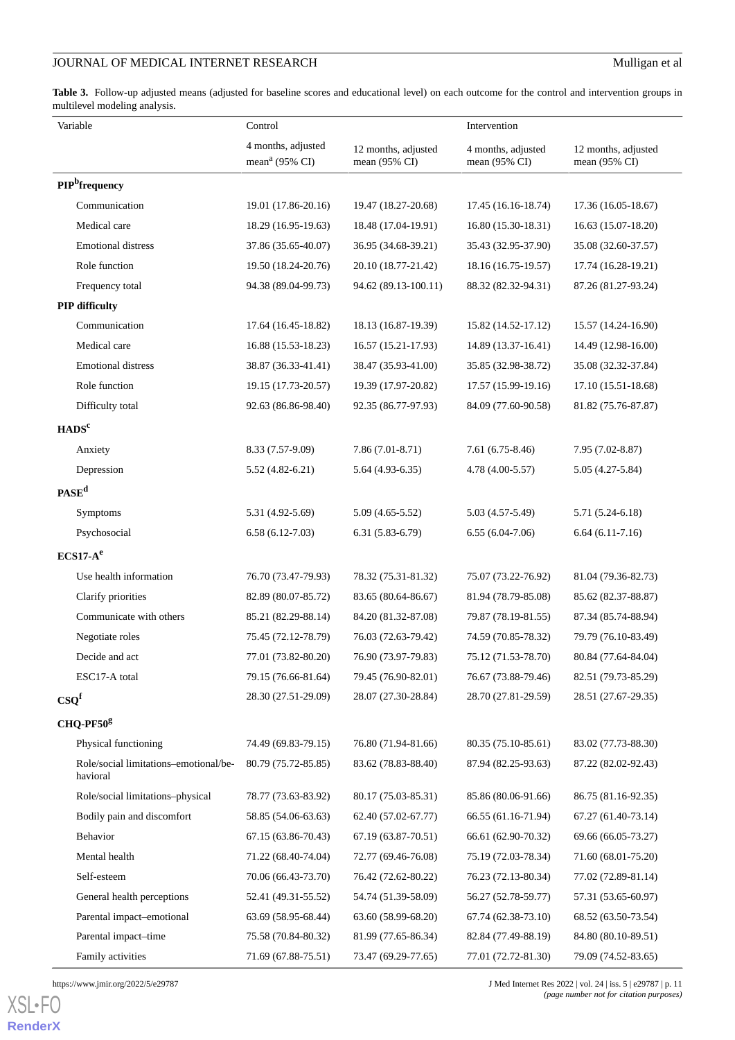**Table 3.** Follow-up adjusted means (adjusted for baseline scores and educational level) on each outcome for the control and intervention groups in multilevel modeling analysis.

| Variable | Control | | Intervention | |
|---|---|---|---|---|
| | 4 months, adjusted mean[a] (95% CI) | 12 months, adjusted mean (95% CI) | 4 months, adjusted mean (95% CI) | 12 months, adjusted mean (95% CI) |
| **PIP[b] frequency** | | | | |
| Communication | 19.01 (17.86-20.16) | 19.47 (18.27-20.68) | 17.45 (16.16-18.74) | 17.36 (16.05-18.67) |
| Medical care | 18.29 (16.95-19.63) | 18.48 (17.04-19.91) | 16.80 (15.30-18.31) | 16.63 (15.07-18.20) |
| Emotional distress | 37.86 (35.65-40.07) | 36.95 (34.68-39.21) | 35.43 (32.95-37.90) | 35.08 (32.60-37.57) |
| Role function | 19.50 (18.24-20.76) | 20.10 (18.77-21.42) | 18.16 (16.75-19.57) | 17.74 (16.28-19.21) |
| Frequency total | 94.38 (89.04-99.73) | 94.62 (89.13-100.11) | 88.32 (82.32-94.31) | 87.26 (81.27-93.24) |
| **PIP difficulty** | | | | |
| Communication | 17.64 (16.45-18.82) | 18.13 (16.87-19.39) | 15.82 (14.52-17.12) | 15.57 (14.24-16.90) |
| Medical care | 16.88 (15.53-18.23) | 16.57 (15.21-17.93) | 14.89 (13.37-16.41) | 14.49 (12.98-16.00) |
| Emotional distress | 38.87 (36.33-41.41) | 38.47 (35.93-41.00) | 35.85 (32.98-38.72) | 35.08 (32.32-37.84) |
| Role function | 19.15 (17.73-20.57) | 19.39 (17.97-20.82) | 17.57 (15.99-19.16) | 17.10 (15.51-18.68) |
| Difficulty total | 92.63 (86.86-98.40) | 92.35 (86.77-97.93) | 84.09 (77.60-90.58) | 81.82 (75.76-87.87) |
| **HADS[c]** | | | | |
| Anxiety | 8.33 (7.57-9.09) | 7.86 (7.01-8.71) | 7.61 (6.75-8.46) | 7.95 (7.02-8.87) |
| Depression | 5.52 (4.82-6.21) | 5.64 (4.93-6.35) | 4.78 (4.00-5.57) | 5.05 (4.27-5.84) |
| **PASE[d]** | | | | |
| Symptoms | 5.31 (4.92-5.69) | 5.09 (4.65-5.52) | 5.03 (4.57-5.49) | 5.71 (5.24-6.18) |
| Psychosocial | 6.58 (6.12-7.03) | 6.31 (5.83-6.79) | 6.55 (6.04-7.06) | 6.64 (6.11-7.16) |
| **ECS17-A[e]** | | | | |
| Use health information | 76.70 (73.47-79.93) | 78.32 (75.31-81.32) | 75.07 (73.22-76.92) | 81.04 (79.36-82.73) |
| Clarify priorities | 82.89 (80.07-85.72) | 83.65 (80.64-86.67) | 81.94 (78.79-85.08) | 85.62 (82.37-88.87) |
| Communicate with others | 85.21 (82.29-88.14) | 84.20 (81.32-87.08) | 79.87 (78.19-81.55) | 87.34 (85.74-88.94) |
| Negotiate roles | 75.45 (72.12-78.79) | 76.03 (72.63-79.42) | 74.59 (70.85-78.32) | 79.79 (76.10-83.49) |
| Decide and act | 77.01 (73.82-80.20) | 76.90 (73.97-79.83) | 75.12 (71.53-78.70) | 80.84 (77.64-84.04) |
| ESC17-A total | 79.15 (76.66-81.64) | 79.45 (76.90-82.01) | 76.67 (73.88-79.46) | 82.51 (79.73-85.29) |
| **CSQ[f]** | 28.30 (27.51-29.09) | 28.07 (27.30-28.84) | 28.70 (27.81-29.59) | 28.51 (27.67-29.35) |
| **CHQ-PF50[g]** | | | | |
| Physical functioning | 74.49 (69.83-79.15) | 76.80 (71.94-81.66) | 80.35 (75.10-85.61) | 83.02 (77.73-88.30) |
| Role/social limitations–emotional/behavioral | 80.79 (75.72-85.85) | 83.62 (78.83-88.40) | 87.94 (82.25-93.63) | 87.22 (82.02-92.43) |
| Role/social limitations–physical | 78.77 (73.63-83.92) | 80.17 (75.03-85.31) | 85.86 (80.06-91.66) | 86.75 (81.16-92.35) |
| Bodily pain and discomfort | 58.85 (54.06-63.63) | 62.40 (57.02-67.77) | 66.55 (61.16-71.94) | 67.27 (61.40-73.14) |
| Behavior | 67.15 (63.86-70.43) | 67.19 (63.87-70.51) | 66.61 (62.90-70.32) | 69.66 (66.05-73.27) |
| Mental health | 71.22 (68.40-74.04) | 72.77 (69.46-76.08) | 75.19 (72.03-78.34) | 71.60 (68.01-75.20) |
| Self-esteem | 70.06 (66.43-73.70) | 76.42 (72.62-80.22) | 76.23 (72.13-80.34) | 77.02 (72.89-81.14) |
| General health perceptions | 52.41 (49.31-55.52) | 54.74 (51.39-58.09) | 56.27 (52.78-59.77) | 57.31 (53.65-60.97) |
| Parental impact–emotional | 63.69 (58.95-68.44) | 63.60 (58.99-68.20) | 67.74 (62.38-73.10) | 68.52 (63.50-73.54) |
| Parental impact–time | 75.58 (70.84-80.32) | 81.99 (77.65-86.34) | 82.84 (77.49-88.19) | 84.80 (80.10-89.51) |
| Family activities | 71.69 (67.88-75.51) | 73.47 (69.29-77.65) | 77.01 (72.72-81.30) | 79.09 (74.52-83.65) |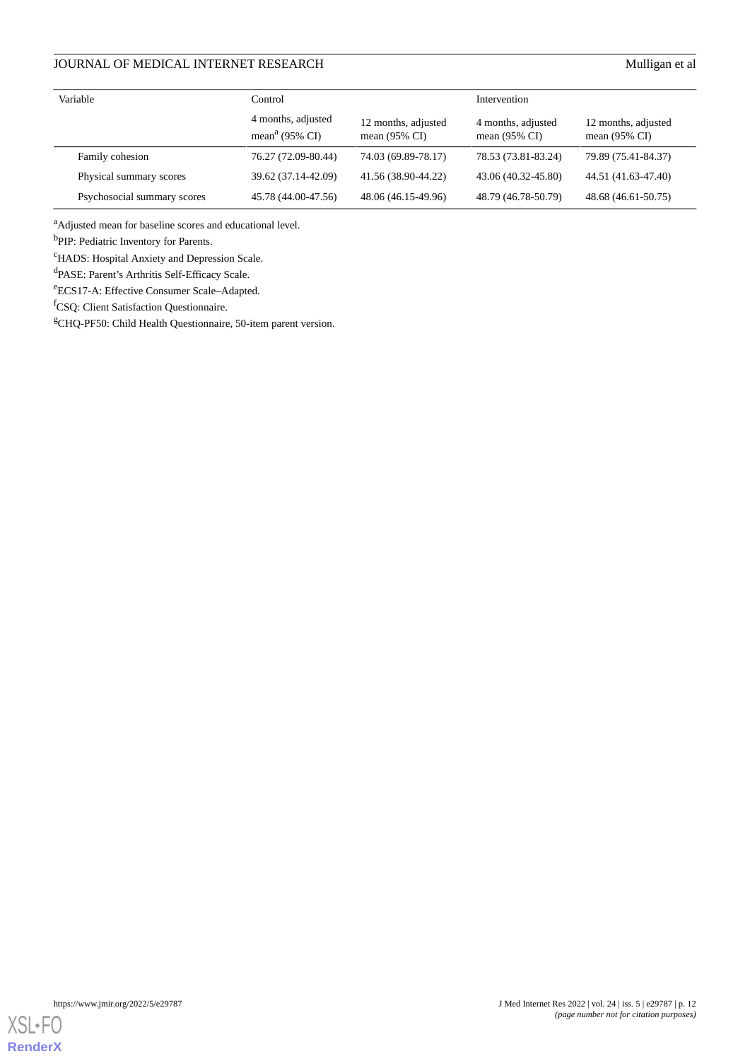| Variable | Control | | Intervention | |
|---|---|---|---|---|
| | 4 months, adjusted mean[a] (95% CI) | 12 months, adjusted mean (95% CI) | 4 months, adjusted mean (95% CI) | 12 months, adjusted mean (95% CI) |
| Family cohesion | 76.27 (72.09-80.44) | 74.03 (69.89-78.17) | 78.53 (73.81-83.24) | 79.89 (75.41-84.37) |
| Physical summary scores | 39.62 (37.14-42.09) | 41.56 (38.90-44.22) | 43.06 (40.32-45.80) | 44.51 (41.63-47.40) |
| Psychosocial summary scores | 45.78 (44.00-47.56) | 48.06 (46.15-49.96) | 48.79 (46.78-50.79) | 48.68 (46.61-50.75) |

[a]Adjusted mean for baseline scores and educational level.

[b]PIP: Pediatric Inventory for Parents.

[c]HADS: Hospital Anxiety and Depression Scale.

[d]PASE: Parent's Arthritis Self-Efficacy Scale.

[e]ECS17-A: Effective Consumer Scale–Adapted.

[f]CSQ: Client Satisfaction Questionnaire.

[g]CHQ-PF50: Child Health Questionnaire, 50-item parent version.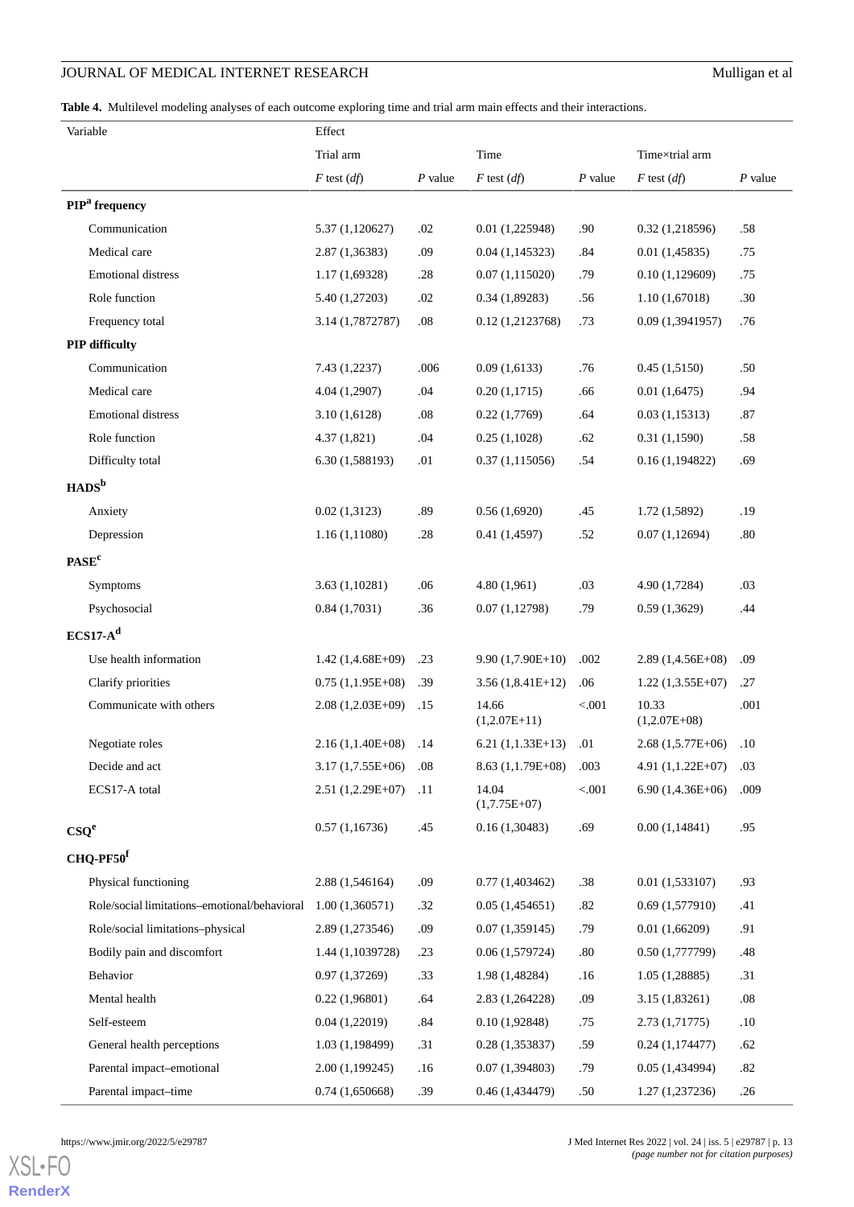**Table 4.** Multilevel modeling analyses of each outcome exploring time and trial arm main effects and their interactions.

| Variable | Effect | | | | | |
|---|---|---|---|---|---|---|
| | Trial arm | | Time | | Time×trial arm | |
| | *F* test (*df*) | *P* value | *F* test (*df*) | *P* value | *F* test (*df*) | *P* value |
| **PIP[a] frequency** | | | | | | |
| Communication | 5.37 (1,120627) | .02 | 0.01 (1,225948) | .90 | 0.32 (1,218596) | .58 |
| Medical care | 2.87 (1,36383) | .09 | 0.04 (1,145323) | .84 | 0.01 (1,45835) | .75 |
| Emotional distress | 1.17 (1,69328) | .28 | 0.07 (1,115020) | .79 | 0.10 (1,129609) | .75 |
| Role function | 5.40 (1,27203) | .02 | 0.34 (1,89283) | .56 | 1.10 (1,67018) | .30 |
| Frequency total | 3.14 (1,7872787) | .08 | 0.12 (1,2123768) | .73 | 0.09 (1,3941957) | .76 |
| **PIP difficulty** | | | | | | |
| Communication | 7.43 (1,2237) | .006 | 0.09 (1,6133) | .76 | 0.45 (1,5150) | .50 |
| Medical care | 4.04 (1,2907) | .04 | 0.20 (1,1715) | .66 | 0.01 (1,6475) | .94 |
| Emotional distress | 3.10 (1,6128) | .08 | 0.22 (1,7769) | .64 | 0.03 (1,15313) | .87 |
| Role function | 4.37 (1,821) | .04 | 0.25 (1,1028) | .62 | 0.31 (1,1590) | .58 |
| Difficulty total | 6.30 (1,588193) | .01 | 0.37 (1,115056) | .54 | 0.16 (1,194822) | .69 |
| **HADS[b]** | | | | | | |
| Anxiety | 0.02 (1,3123) | .89 | 0.56 (1,6920) | .45 | 1.72 (1,5892) | .19 |
| Depression | 1.16 (1,11080) | .28 | 0.41 (1,4597) | .52 | 0.07 (1,12694) | .80 |
| **PASE[c]** | | | | | | |
| Symptoms | 3.63 (1,10281) | .06 | 4.80 (1,961) | .03 | 4.90 (1,7284) | .03 |
| Psychosocial | 0.84 (1,7031) | .36 | 0.07 (1,12798) | .79 | 0.59 (1,3629) | .44 |
| **ECS17-A[d]** | | | | | | |
| Use health information | 1.42 (1,4.68E+09) | .23 | 9.90 (1,7.90E+10) | .002 | 2.89 (1,4.56E+08) | .09 |
| Clarify priorities | 0.75 (1,1.95E+08) | .39 | 3.56 (1,8.41E+12) | .06 | 1.22 (1,3.55E+07) | .27 |
| Communicate with others | 2.08 (1,2.03E+09) | .15 | 14.66 (1,2.07E+11) | <.001 | 10.33 (1,2.07E+08) | .001 |
| Negotiate roles | 2.16 (1,1.40E+08) | .14 | 6.21 (1,1.33E+13) | .01 | 2.68 (1,5.77E+06) | .10 |
| Decide and act | 3.17 (1,7.55E+06) | .08 | 8.63 (1,1.79E+08) | .003 | 4.91 (1,1.22E+07) | .03 |
| ECS17-A total | 2.51 (1,2.29E+07) | .11 | 14.04 (1,7.75E+07) | <.001 | 6.90 (1,4.36E+06) | .009 |
| **CSQ[e]** | 0.57 (1,16736) | .45 | 0.16 (1,30483) | .69 | 0.00 (1,14841) | .95 |
| **CHQ-PF50[f]** | | | | | | |
| Physical functioning | 2.88 (1,546164) | .09 | 0.77 (1,403462) | .38 | 0.01 (1,533107) | .93 |
| Role/social limitations–emotional/behavioral | 1.00 (1,360571) | .32 | 0.05 (1,454651) | .82 | 0.69 (1,577910) | .41 |
| Role/social limitations–physical | 2.89 (1,273546) | .09 | 0.07 (1,359145) | .79 | 0.01 (1,66209) | .91 |
| Bodily pain and discomfort | 1.44 (1,1039728) | .23 | 0.06 (1,579724) | .80 | 0.50 (1,777799) | .48 |
| Behavior | 0.97 (1,37269) | .33 | 1.98 (1,48284) | .16 | 1.05 (1,28885) | .31 |
| Mental health | 0.22 (1,96801) | .64 | 2.83 (1,264228) | .09 | 3.15 (1,83261) | .08 |
| Self-esteem | 0.04 (1,22019) | .84 | 0.10 (1,92848) | .75 | 2.73 (1,71775) | .10 |
| General health perceptions | 1.03 (1,198499) | .31 | 0.28 (1,353837) | .59 | 0.24 (1,174477) | .62 |
| Parental impact–emotional | 2.00 (1,199245) | .16 | 0.07 (1,394803) | .79 | 0.05 (1,434994) | .82 |
| Parental impact–time | 0.74 (1,650668) | .39 | 0.46 (1,434479) | .50 | 1.27 (1,237236) | .26 |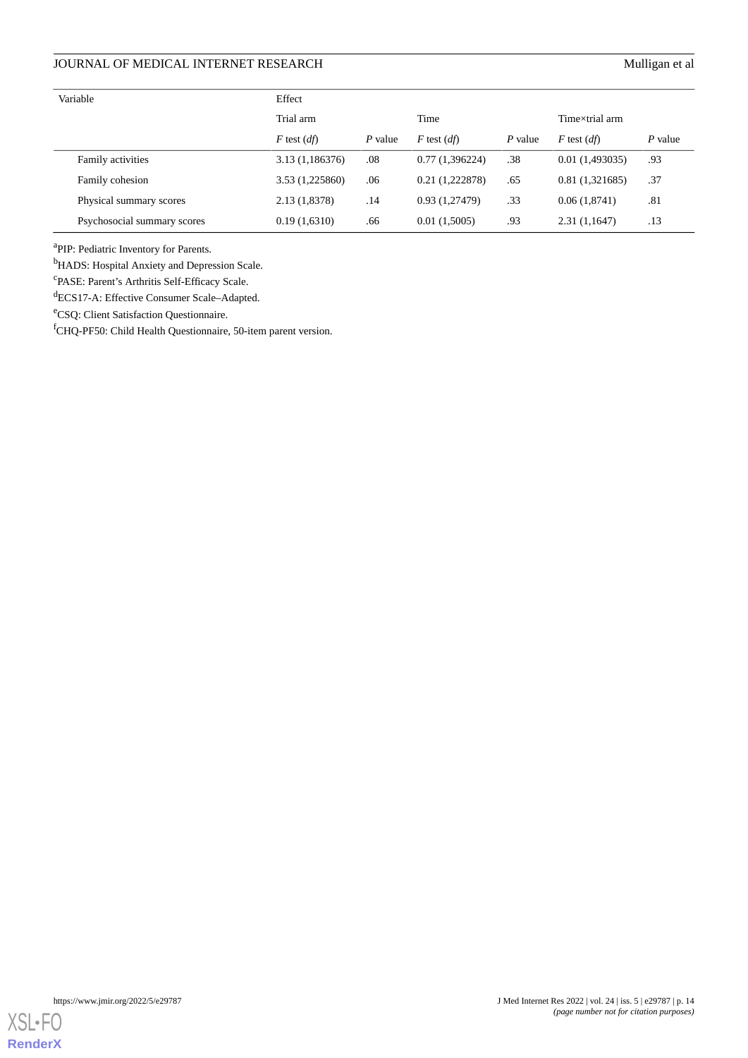| Variable | Effect | | | | | |
|---|---|---|---|---|---|---|
| | Trial arm | | Time | | Time×trial arm | |
| | *F* test (*df*) | *P* value | *F* test (*df*) | *P* value | *F* test (*df*) | *P* value |
| Family activities | 3.13 (1,186376) | .08 | 0.77 (1,396224) | .38 | 0.01 (1,493035) | .93 |
| Family cohesion | 3.53 (1,225860) | .06 | 0.21 (1,222878) | .65 | 0.81 (1,321685) | .37 |
| Physical summary scores | 2.13 (1,8378) | .14 | 0.93 (1,27479) | .33 | 0.06 (1,8741) | .81 |
| Psychosocial summary scores | 0.19 (1,6310) | .66 | 0.01 (1,5005) | .93 | 2.31 (1,1647) | .13 |

[a]PIP: Pediatric Inventory for Parents.

[b]HADS: Hospital Anxiety and Depression Scale.

[c]PASE: Parent's Arthritis Self-Efficacy Scale.

[d]ECS17-A: Effective Consumer Scale–Adapted.

[e]CSQ: Client Satisfaction Questionnaire.

[f]CHQ-PF50: Child Health Questionnaire, 50-item parent version.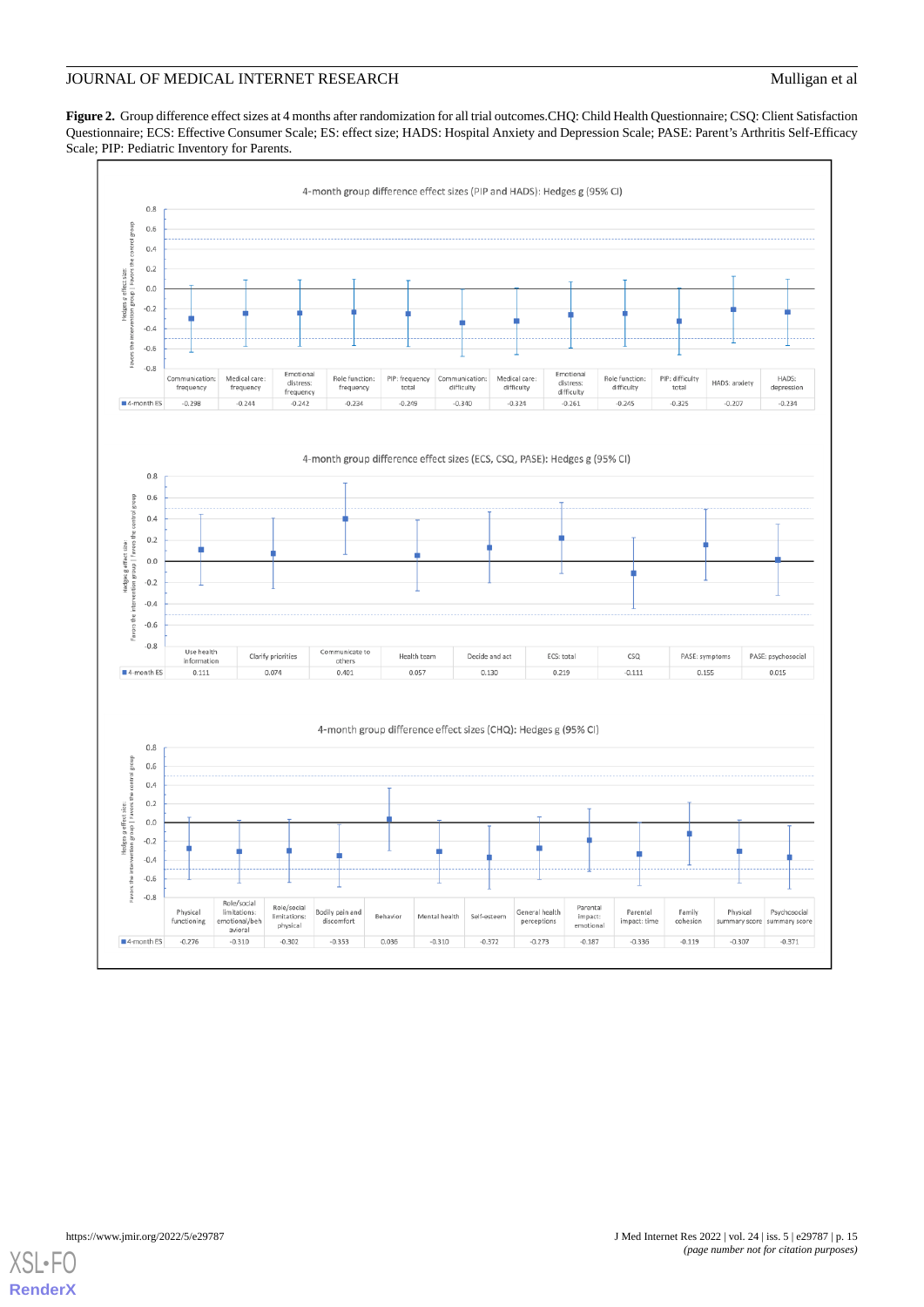**Figure 2.** Group difference effect sizes at 4 months after randomization for all trial outcomes.CHQ: Child Health Questionnaire; CSQ: Client Satisfaction Questionnaire; ECS: Effective Consumer Scale; ES: effect size; HADS: Hospital Anxiety and Depression Scale; PASE: Parent's Arthritis Self-Efficacy Scale; PIP: Pediatric Inventory for Parents.

4-month group difference effect sizes (PIP and HADS): Hedges g (95% CI)

| | Communication: frequency | Medical care: frequency | Emotional distress: frequency | Role function: frequency | PIP: frequency total | Communication: difficulty | Medical care: difficulty | Emotional distress: difficulty | Role function: difficulty | PIP: difficulty total | HADS: anxiety | HADS: depression |
|---|---|---|---|---|---|---|---|---|---|---|---|---|
| 4-month ES | -0.298 | -0.244 | -0.242 | -0.234 | -0.249 | -0.340 | -0.324 | -0.261 | -0.245 | -0.325 | -0.207 | -0.234 |

4-month group difference effect sizes (ECS, CSQ, PASE): Hedges g (95% CI)

| | Use health information | Clarify priorities | Communicate to others | Health team | Decide and act | ECS: total | CSQ | PASE: symptoms | PASE: psychosocial |
|---|---|---|---|---|---|---|---|---|---|
| 4-month ES | 0.111 | 0.074 | 0.401 | 0.057 | 0.130 | 0.219 | -0.111 | 0.155 | 0.015 |

4-month group difference effect sizes (CHQ): Hedges g (95% CI)

| | Physical functioning | Role/social limitations: emotional/behavioral | Role/social limitations: physical | Bodily pain and discomfort | Behavior | Mental health | Self-esteem | General health perceptions | Parental impact: emotional | Parental impact: time | Family cohesion | Physical summary score | Psychosocial summary score |
|---|---|---|---|---|---|---|---|---|---|---|---|---|---|
| 4-month ES | -0.276 | -0.310 | -0.302 | -0.353 | 0.036 | -0.310 | -0.372 | -0.273 | -0.187 | -0.336 | -0.119 | -0.307 | -0.371 |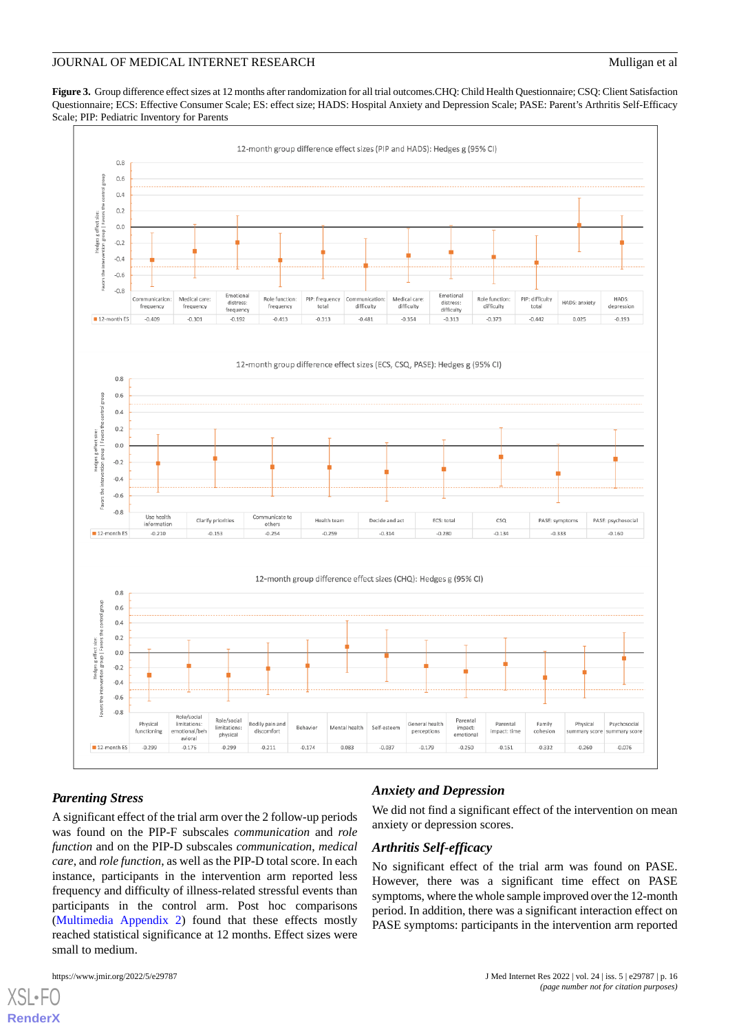**Figure 3.** Group difference effect sizes at 12 months after randomization for all trial outcomes.CHQ: Child Health Questionnaire; CSQ: Client Satisfaction Questionnaire; ECS: Effective Consumer Scale; ES: effect size; HADS: Hospital Anxiety and Depression Scale; PASE: Parent's Arthritis Self-Efficacy Scale; PIP: Pediatric Inventory for Parents

12-month group difference effect sizes (PIP and HADS): Hedges g (95% CI)

| | Communication: frequency | Medical care: frequency | Emotional distress: frequency | Role function: frequency | PIP: frequency total | Communication: difficulty | Medical care: difficulty | Emotional distress: difficulty | Role function: difficulty | PIP: difficulty total | HADS: anxiety | HADS: depression |
|---|---|---|---|---|---|---|---|---|---|---|---|---|
| 12-month ES | -0.409 | -0.301 | -0.192 | -0.413 | -0.313 | -0.481 | -0.354 | -0.313 | -0.373 | -0.442 | 0.025 | -0.193 |

12-month group difference effect sizes (ECS, CSQ, PASE): Hedges g (95% CI)

| | Use health information | Clarify priorities | Communicate to others | Health team | Decide and act | ECS: total | CSQ | PASE: symptoms | PASE: psychosocial |
|---|---|---|---|---|---|---|---|---|---|
| 12-month ES | -0.210 | -0.153 | -0.254 | -0.259 | -0.314 | -0.280 | -0.134 | -0.333 | -0.160 |

12-month group difference effect sizes (CHQ): Hedges g (95% CI)

| | Physical functioning | Role/social limitations: emotional/behavioral | Role/social limitations: physical | Bodily pain and discomfort | Behavior | Mental health | Self-esteem | General health perceptions | Parental impact: emotional | Parental impact: time | Family cohesion | Physical summary score | Psychosocial summary score |
|---|---|---|---|---|---|---|---|---|---|---|---|---|---|
| 12-month ES | -0.299 | -0.176 | -0.299 | -0.211 | -0.174 | 0.083 | -0.037 | -0.179 | -0.250 | -0.151 | -0.332 | -0.260 | -0.076 |

### Parenting Stress

A significant effect of the trial arm over the 2 follow-up periods was found on the PIP-F subscales *communication* and *role function* and on the PIP-D subscales *communication*, *medical care*, and *role function*, as well as the PIP-D total score. In each instance, participants in the intervention arm reported less frequency and difficulty of illness-related stressful events than participants in the control arm. Post hoc comparisons (Multimedia Appendix 2) found that these effects mostly reached statistical significance at 12 months. Effect sizes were small to medium.

### Anxiety and Depression

We did not find a significant effect of the intervention on mean anxiety or depression scores.

### Arthritis Self-efficacy

No significant effect of the trial arm was found on PASE. However, there was a significant time effect on PASE symptoms, where the whole sample improved over the 12-month period. In addition, there was a significant interaction effect on PASE symptoms: participants in the intervention arm reported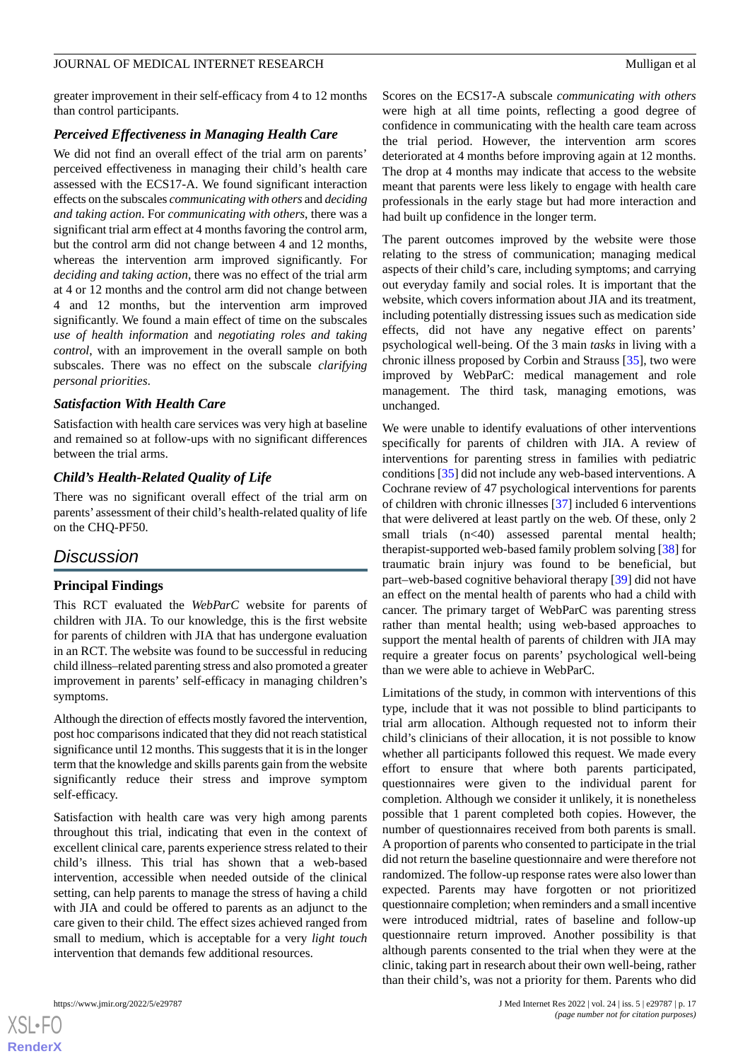greater improvement in their self-efficacy from 4 to 12 months than control participants.

### Perceived Effectiveness in Managing Health Care

We did not find an overall effect of the trial arm on parents' perceived effectiveness in managing their child's health care assessed with the ECS17-A. We found significant interaction effects on the subscales *communicating with others* and *deciding and taking action*. For *communicating with others*, there was a significant trial arm effect at 4 months favoring the control arm, but the control arm did not change between 4 and 12 months, whereas the intervention arm improved significantly. For *deciding and taking action*, there was no effect of the trial arm at 4 or 12 months and the control arm did not change between 4 and 12 months, but the intervention arm improved significantly. We found a main effect of time on the subscales *use of health information* and *negotiating roles and taking control*, with an improvement in the overall sample on both subscales. There was no effect on the subscale *clarifying personal priorities*.

### Satisfaction With Health Care

Satisfaction with health care services was very high at baseline and remained so at follow-ups with no significant differences between the trial arms.

### Child's Health-Related Quality of Life

There was no significant overall effect of the trial arm on parents' assessment of their child's health-related quality of life on the CHQ-PF50.

## Discussion

### Principal Findings

This RCT evaluated the *WebParC* website for parents of children with JIA. To our knowledge, this is the first website for parents of children with JIA that has undergone evaluation in an RCT. The website was found to be successful in reducing child illness–related parenting stress and also promoted a greater improvement in parents' self-efficacy in managing children's symptoms.

Although the direction of effects mostly favored the intervention, post hoc comparisons indicated that they did not reach statistical significance until 12 months. This suggests that it is in the longer term that the knowledge and skills parents gain from the website significantly reduce their stress and improve symptom self-efficacy.

Satisfaction with health care was very high among parents throughout this trial, indicating that even in the context of excellent clinical care, parents experience stress related to their child's illness. This trial has shown that a web-based intervention, accessible when needed outside of the clinical setting, can help parents to manage the stress of having a child with JIA and could be offered to parents as an adjunct to the care given to their child. The effect sizes achieved ranged from small to medium, which is acceptable for a very *light touch* intervention that demands few additional resources.

Scores on the ECS17-A subscale *communicating with others* were high at all time points, reflecting a good degree of confidence in communicating with the health care team across the trial period. However, the intervention arm scores deteriorated at 4 months before improving again at 12 months. The drop at 4 months may indicate that access to the website meant that parents were less likely to engage with health care professionals in the early stage but had more interaction and had built up confidence in the longer term.

The parent outcomes improved by the website were those relating to the stress of communication; managing medical aspects of their child's care, including symptoms; and carrying out everyday family and social roles. It is important that the website, which covers information about JIA and its treatment, including potentially distressing issues such as medication side effects, did not have any negative effect on parents' psychological well-being. Of the 3 main *tasks* in living with a chronic illness proposed by Corbin and Strauss [35], two were improved by WebParC: medical management and role management. The third task, managing emotions, was unchanged.

We were unable to identify evaluations of other interventions specifically for parents of children with JIA. A review of interventions for parenting stress in families with pediatric conditions [35] did not include any web-based interventions. A Cochrane review of 47 psychological interventions for parents of children with chronic illnesses [37] included 6 interventions that were delivered at least partly on the web. Of these, only 2 small trials (n<40) assessed parental mental health; therapist-supported web-based family problem solving [38] for traumatic brain injury was found to be beneficial, but part–web-based cognitive behavioral therapy [39] did not have an effect on the mental health of parents who had a child with cancer. The primary target of WebParC was parenting stress rather than mental health; using web-based approaches to support the mental health of parents of children with JIA may require a greater focus on parents' psychological well-being than we were able to achieve in WebParC.

Limitations of the study, in common with interventions of this type, include that it was not possible to blind participants to trial arm allocation. Although requested not to inform their child's clinicians of their allocation, it is not possible to know whether all participants followed this request. We made every effort to ensure that where both parents participated, questionnaires were given to the individual parent for completion. Although we consider it unlikely, it is nonetheless possible that 1 parent completed both copies. However, the number of questionnaires received from both parents is small. A proportion of parents who consented to participate in the trial did not return the baseline questionnaire and were therefore not randomized. The follow-up response rates were also lower than expected. Parents may have forgotten or not prioritized questionnaire completion; when reminders and a small incentive were introduced midtrial, rates of baseline and follow-up questionnaire return improved. Another possibility is that although parents consented to the trial when they were at the clinic, taking part in research about their own well-being, rather than their child's, was not a priority for them. Parents who did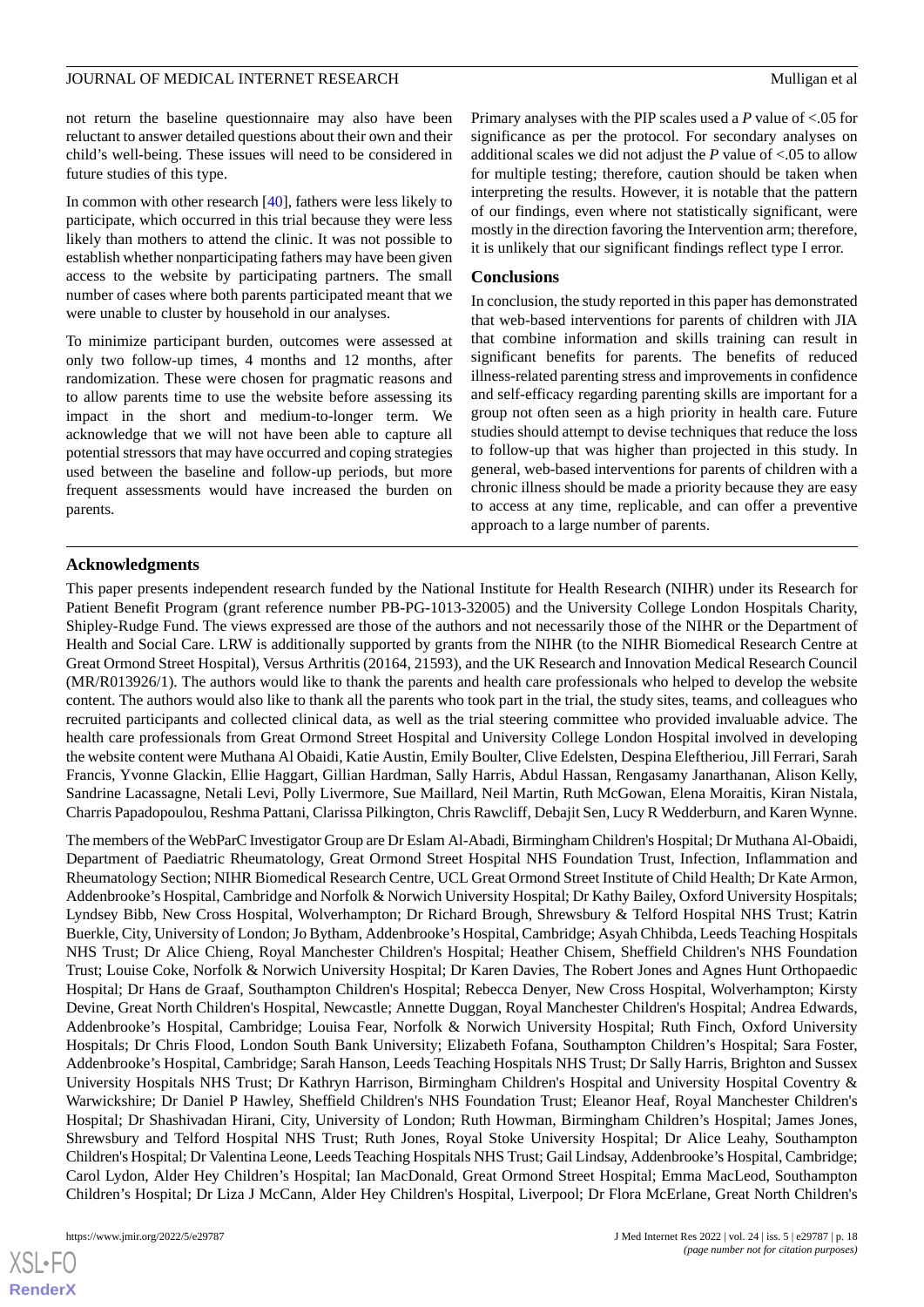not return the baseline questionnaire may also have been reluctant to answer detailed questions about their own and their child's well-being. These issues will need to be considered in future studies of this type.

In common with other research [40], fathers were less likely to participate, which occurred in this trial because they were less likely than mothers to attend the clinic. It was not possible to establish whether nonparticipating fathers may have been given access to the website by participating partners. The small number of cases where both parents participated meant that we were unable to cluster by household in our analyses.

To minimize participant burden, outcomes were assessed at only two follow-up times, 4 months and 12 months, after randomization. These were chosen for pragmatic reasons and to allow parents time to use the website before assessing its impact in the short and medium-to-longer term. We acknowledge that we will not have been able to capture all potential stressors that may have occurred and coping strategies used between the baseline and follow-up periods, but more frequent assessments would have increased the burden on parents.

Primary analyses with the PIP scales used a $P$ value of <.05 for significance as per the protocol. For secondary analyses on additional scales we did not adjust the $P$ value of <.05 to allow for multiple testing; therefore, caution should be taken when interpreting the results. However, it is notable that the pattern of our findings, even where not statistically significant, were mostly in the direction favoring the Intervention arm; therefore, it is unlikely that our significant findings reflect type I error.

### Conclusions

In conclusion, the study reported in this paper has demonstrated that web-based interventions for parents of children with JIA that combine information and skills training can result in significant benefits for parents. The benefits of reduced illness-related parenting stress and improvements in confidence and self-efficacy regarding parenting skills are important for a group not often seen as a high priority in health care. Future studies should attempt to devise techniques that reduce the loss to follow-up that was higher than projected in this study. In general, web-based interventions for parents of children with a chronic illness should be made a priority because they are easy to access at any time, replicable, and can offer a preventive approach to a large number of parents.

## Acknowledgments

This paper presents independent research funded by the National Institute for Health Research (NIHR) under its Research for Patient Benefit Program (grant reference number PB-PG-1013-32005) and the University College London Hospitals Charity, Shipley-Rudge Fund. The views expressed are those of the authors and not necessarily those of the NIHR or the Department of Health and Social Care. LRW is additionally supported by grants from the NIHR (to the NIHR Biomedical Research Centre at Great Ormond Street Hospital), Versus Arthritis (20164, 21593), and the UK Research and Innovation Medical Research Council (MR/R013926/1). The authors would like to thank the parents and health care professionals who helped to develop the website content. The authors would also like to thank all the parents who took part in the trial, the study sites, teams, and colleagues who recruited participants and collected clinical data, as well as the trial steering committee who provided invaluable advice. The health care professionals from Great Ormond Street Hospital and University College London Hospital involved in developing the website content were Muthana Al Obaidi, Katie Austin, Emily Boulter, Clive Edelsten, Despina Eleftheriou, Jill Ferrari, Sarah Francis, Yvonne Glackin, Ellie Haggart, Gillian Hardman, Sally Harris, Abdul Hassan, Rengasamy Janarthanan, Alison Kelly, Sandrine Lacassagne, Netali Levi, Polly Livermore, Sue Maillard, Neil Martin, Ruth McGowan, Elena Moraitis, Kiran Nistala, Charris Papadopoulou, Reshma Pattani, Clarissa Pilkington, Chris Rawcliff, Debajit Sen, Lucy R Wedderburn, and Karen Wynne.

The members of the WebParC Investigator Group are Dr Eslam Al-Abadi, Birmingham Children's Hospital; Dr Muthana Al-Obaidi, Department of Paediatric Rheumatology, Great Ormond Street Hospital NHS Foundation Trust, Infection, Inflammation and Rheumatology Section; NIHR Biomedical Research Centre, UCL Great Ormond Street Institute of Child Health; Dr Kate Armon, Addenbrooke's Hospital, Cambridge and Norfolk & Norwich University Hospital; Dr Kathy Bailey, Oxford University Hospitals; Lyndsey Bibb, New Cross Hospital, Wolverhampton; Dr Richard Brough, Shrewsbury & Telford Hospital NHS Trust; Katrin Buerkle, City, University of London; Jo Bytham, Addenbrooke's Hospital, Cambridge; Asyah Chhibda, Leeds Teaching Hospitals NHS Trust; Dr Alice Chieng, Royal Manchester Children's Hospital; Heather Chisem, Sheffield Children's NHS Foundation Trust; Louise Coke, Norfolk & Norwich University Hospital; Dr Karen Davies, The Robert Jones and Agnes Hunt Orthopaedic Hospital; Dr Hans de Graaf, Southampton Children's Hospital; Rebecca Denyer, New Cross Hospital, Wolverhampton; Kirsty Devine, Great North Children's Hospital, Newcastle; Annette Duggan, Royal Manchester Children's Hospital; Andrea Edwards, Addenbrooke's Hospital, Cambridge; Louisa Fear, Norfolk & Norwich University Hospital; Ruth Finch, Oxford University Hospitals; Dr Chris Flood, London South Bank University; Elizabeth Fofana, Southampton Children's Hospital; Sara Foster, Addenbrooke's Hospital, Cambridge; Sarah Hanson, Leeds Teaching Hospitals NHS Trust; Dr Sally Harris, Brighton and Sussex University Hospitals NHS Trust; Dr Kathryn Harrison, Birmingham Children's Hospital and University Hospital Coventry & Warwickshire; Dr Daniel P Hawley, Sheffield Children's NHS Foundation Trust; Eleanor Heaf, Royal Manchester Children's Hospital; Dr Shashivadan Hirani, City, University of London; Ruth Howman, Birmingham Children's Hospital; James Jones, Shrewsbury and Telford Hospital NHS Trust; Ruth Jones, Royal Stoke University Hospital; Dr Alice Leahy, Southampton Children's Hospital; Dr Valentina Leone, Leeds Teaching Hospitals NHS Trust; Gail Lindsay, Addenbrooke's Hospital, Cambridge; Carol Lydon, Alder Hey Children's Hospital; Ian MacDonald, Great Ormond Street Hospital; Emma MacLeod, Southampton Children's Hospital; Dr Liza J McCann, Alder Hey Children's Hospital, Liverpool; Dr Flora McErlane, Great North Children's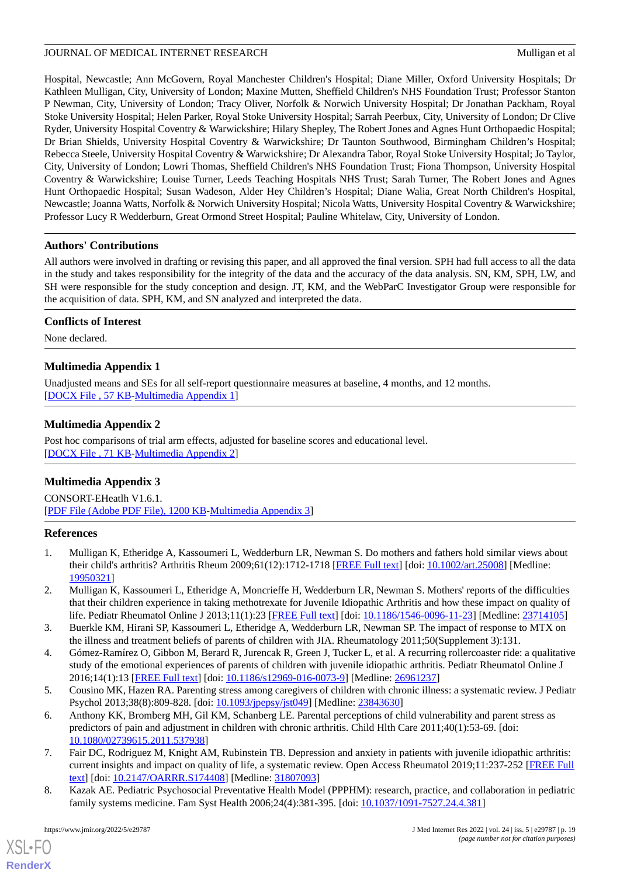Hospital, Newcastle; Ann McGovern, Royal Manchester Children's Hospital; Diane Miller, Oxford University Hospitals; Dr Kathleen Mulligan, City, University of London; Maxine Mutten, Sheffield Children's NHS Foundation Trust; Professor Stanton P Newman, City, University of London; Tracy Oliver, Norfolk & Norwich University Hospital; Dr Jonathan Packham, Royal Stoke University Hospital; Helen Parker, Royal Stoke University Hospital; Sarrah Peerbux, City, University of London; Dr Clive Ryder, University Hospital Coventry & Warwickshire; Hilary Shepley, The Robert Jones and Agnes Hunt Orthopaedic Hospital; Dr Brian Shields, University Hospital Coventry & Warwickshire; Dr Taunton Southwood, Birmingham Children's Hospital; Rebecca Steele, University Hospital Coventry & Warwickshire; Dr Alexandra Tabor, Royal Stoke University Hospital; Jo Taylor, City, University of London; Lowri Thomas, Sheffield Children's NHS Foundation Trust; Fiona Thompson, University Hospital Coventry & Warwickshire; Louise Turner, Leeds Teaching Hospitals NHS Trust; Sarah Turner, The Robert Jones and Agnes Hunt Orthopaedic Hospital; Susan Wadeson, Alder Hey Children's Hospital; Diane Walia, Great North Children's Hospital, Newcastle; Joanna Watts, Norfolk & Norwich University Hospital; Nicola Watts, University Hospital Coventry & Warwickshire; Professor Lucy R Wedderburn, Great Ormond Street Hospital; Pauline Whitelaw, City, University of London.

## Authors' Contributions

All authors were involved in drafting or revising this paper, and all approved the final version. SPH had full access to all the data in the study and takes responsibility for the integrity of the data and the accuracy of the data analysis. SN, KM, SPH, LW, and SH were responsible for the study conception and design. JT, KM, and the WebParC Investigator Group were responsible for the acquisition of data. SPH, KM, and SN analyzed and interpreted the data.

## Conflicts of Interest

None declared.

## Multimedia Appendix 1

Unadjusted means and SEs for all self-report questionnaire measures at baseline, 4 months, and 12 months.
[DOCX File , 57 KB-Multimedia Appendix 1]

## Multimedia Appendix 2

Post hoc comparisons of trial arm effects, adjusted for baseline scores and educational level.
[DOCX File , 71 KB-Multimedia Appendix 2]

## Multimedia Appendix 3

CONSORT-EHeatlh V1.6.1.
[PDF File (Adobe PDF File), 1200 KB-Multimedia Appendix 3]

## References

1. Mulligan K, Etheridge A, Kassoumeri L, Wedderburn LR, Newman S. Do mothers and fathers hold similar views about their child's arthritis? Arthritis Rheum 2009;61(12):1712-1718 [FREE Full text] [doi: 10.1002/art.25008] [Medline: 19950321]
2. Mulligan K, Kassoumeri L, Etheridge A, Moncrieffe H, Wedderburn LR, Newman S. Mothers' reports of the difficulties that their children experience in taking methotrexate for Juvenile Idiopathic Arthritis and how these impact on quality of life. Pediatr Rheumatol Online J 2013;11(1):23 [FREE Full text] [doi: 10.1186/1546-0096-11-23] [Medline: 23714105]
3. Buerkle KM, Hirani SP, Kassoumeri L, Etheridge A, Wedderburn LR, Newman SP. The impact of response to MTX on the illness and treatment beliefs of parents of children with JIA. Rheumatology 2011;50(Supplement 3):131.
4. Gómez-Ramírez O, Gibbon M, Berard R, Jurencak R, Green J, Tucker L, et al. A recurring rollercoaster ride: a qualitative study of the emotional experiences of parents of children with juvenile idiopathic arthritis. Pediatr Rheumatol Online J 2016;14(1):13 [FREE Full text] [doi: 10.1186/s12969-016-0073-9] [Medline: 26961237]
5. Cousino MK, Hazen RA. Parenting stress among caregivers of children with chronic illness: a systematic review. J Pediatr Psychol 2013;38(8):809-828. [doi: 10.1093/jpepsy/jst049] [Medline: 23843630]
6. Anthony KK, Bromberg MH, Gil KM, Schanberg LE. Parental perceptions of child vulnerability and parent stress as predictors of pain and adjustment in children with chronic arthritis. Child Hlth Care 2011;40(1):53-69. [doi: 10.1080/02739615.2011.537938]
7. Fair DC, Rodriguez M, Knight AM, Rubinstein TB. Depression and anxiety in patients with juvenile idiopathic arthritis: current insights and impact on quality of life, a systematic review. Open Access Rheumatol 2019;11:237-252 [FREE Full text] [doi: 10.2147/OARRR.S174408] [Medline: 31807093]
8. Kazak AE. Pediatric Psychosocial Preventative Health Model (PPPHM): research, practice, and collaboration in pediatric family systems medicine. Fam Syst Health 2006;24(4):381-395. [doi: 10.1037/1091-7527.24.4.381]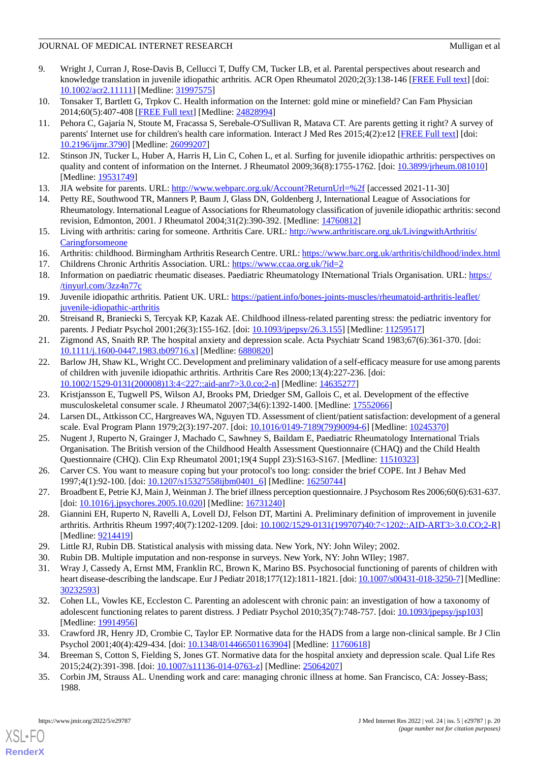9. Wright J, Curran J, Rose-Davis B, Cellucci T, Duffy CM, Tucker LB, et al. Parental perspectives about research and knowledge translation in juvenile idiopathic arthritis. ACR Open Rheumatol 2020;2(3):138-146 [FREE Full text] [doi: 10.1002/acr2.11111] [Medline: 31997575]
10. Tonsaker T, Bartlett G, Trpkov C. Health information on the Internet: gold mine or minefield? Can Fam Physician 2014;60(5):407-408 [FREE Full text] [Medline: 24828994]
11. Pehora C, Gajaria N, Stoute M, Fracassa S, Serebale-O'Sullivan R, Matava CT. Are parents getting it right? A survey of parents' Internet use for children's health care information. Interact J Med Res 2015;4(2):e12 [FREE Full text] [doi: 10.2196/ijmr.3790] [Medline: 26099207]
12. Stinson JN, Tucker L, Huber A, Harris H, Lin C, Cohen L, et al. Surfing for juvenile idiopathic arthritis: perspectives on quality and content of information on the Internet. J Rheumatol 2009;36(8):1755-1762. [doi: 10.3899/jrheum.081010] [Medline: 19531749]
13. JIA website for parents. URL: http://www.webparc.org.uk/Account?ReturnUrl=%2f [accessed 2021-11-30]
14. Petty RE, Southwood TR, Manners P, Baum J, Glass DN, Goldenberg J, International League of Associations for Rheumatology. International League of Associations for Rheumatology classification of juvenile idiopathic arthritis: second revision, Edmonton, 2001. J Rheumatol 2004;31(2):390-392. [Medline: 14760812]
15. Living with arthritis: caring for someone. Arthritis Care. URL: http://www.arthritiscare.org.uk/LivingwithArthritis/Caringforsomeone
16. Arthritis: childhood. Birmingham Arthritis Research Centre. URL: https://www.barc.org.uk/arthritis/childhood/index.html
17. Childrens Chronic Arthritis Association. URL: https://www.ccaa.org.uk/?id=2
18. Information on paediatric rheumatic diseases. Paediatric Rheumatology INternational Trials Organisation. URL: https://tinyurl.com/3zz4n77c
19. Juvenile idiopathic arthritis. Patient UK. URL: https://patient.info/bones-joints-muscles/rheumatoid-arthritis-leaflet/juvenile-idiopathic-arthritis
20. Streisand R, Braniecki S, Tercyak KP, Kazak AE. Childhood illness-related parenting stress: the pediatric inventory for parents. J Pediatr Psychol 2001;26(3):155-162. [doi: 10.1093/jpepsy/26.3.155] [Medline: 11259517]
21. Zigmond AS, Snaith RP. The hospital anxiety and depression scale. Acta Psychiatr Scand 1983;67(6):361-370. [doi: 10.1111/j.1600-0447.1983.tb09716.x] [Medline: 6880820]
22. Barlow JH, Shaw KL, Wright CC. Development and preliminary validation of a self-efficacy measure for use among parents of children with juvenile idiopathic arthritis. Arthritis Care Res 2000;13(4):227-236. [doi: 10.1002/1529-0131(200008)13:4<227::aid-anr7>3.0.co;2-n] [Medline: 14635277]
23. Kristjansson E, Tugwell PS, Wilson AJ, Brooks PM, Driedger SM, Gallois C, et al. Development of the effective musculoskeletal consumer scale. J Rheumatol 2007;34(6):1392-1400. [Medline: 17552066]
24. Larsen DL, Attkisson CC, Hargreaves WA, Nguyen TD. Assessment of client/patient satisfaction: development of a general scale. Eval Program Plann 1979;2(3):197-207. [doi: 10.1016/0149-7189(79)90094-6] [Medline: 10245370]
25. Nugent J, Ruperto N, Grainger J, Machado C, Sawhney S, Baildam E, Paediatric Rheumatology International Trials Organisation. The British version of the Childhood Health Assessment Questionnaire (CHAQ) and the Child Health Questionnaire (CHQ). Clin Exp Rheumatol 2001;19(4 Suppl 23):S163-S167. [Medline: 11510323]
26. Carver CS. You want to measure coping but your protocol's too long: consider the brief COPE. Int J Behav Med 1997;4(1):92-100. [doi: 10.1207/s15327558ijbm0401_6] [Medline: 16250744]
27. Broadbent E, Petrie KJ, Main J, Weinman J. The brief illness perception questionnaire. J Psychosom Res 2006;60(6):631-637. [doi: 10.1016/j.jpsychores.2005.10.020] [Medline: 16731240]
28. Giannini EH, Ruperto N, Ravelli A, Lovell DJ, Felson DT, Martini A. Preliminary definition of improvement in juvenile arthritis. Arthritis Rheum 1997;40(7):1202-1209. [doi: 10.1002/1529-0131(199707)40:7<1202::AID-ART3>3.0.CO;2-R] [Medline: 9214419]
29. Little RJ, Rubin DB. Statistical analysis with missing data. New York, NY: John Wiley; 2002.
30. Rubin DB. Multiple imputation and non-response in surveys. New York, NY: John WIley; 1987.
31. Wray J, Cassedy A, Ernst MM, Franklin RC, Brown K, Marino BS. Psychosocial functioning of parents of children with heart disease-describing the landscape. Eur J Pediatr 2018;177(12):1811-1821. [doi: 10.1007/s00431-018-3250-7] [Medline: 30232593]
32. Cohen LL, Vowles KE, Eccleston C. Parenting an adolescent with chronic pain: an investigation of how a taxonomy of adolescent functioning relates to parent distress. J Pediatr Psychol 2010;35(7):748-757. [doi: 10.1093/jpepsy/jsp103] [Medline: 19914956]
33. Crawford JR, Henry JD, Crombie C, Taylor EP. Normative data for the HADS from a large non-clinical sample. Br J Clin Psychol 2001;40(4):429-434. [doi: 10.1348/014466501163904] [Medline: 11760618]
34. Breeman S, Cotton S, Fielding S, Jones GT. Normative data for the hospital anxiety and depression scale. Qual Life Res 2015;24(2):391-398. [doi: 10.1007/s11136-014-0763-z] [Medline: 25064207]
35. Corbin JM, Strauss AL. Unending work and care: managing chronic illness at home. San Francisco, CA: Jossey-Bass; 1988.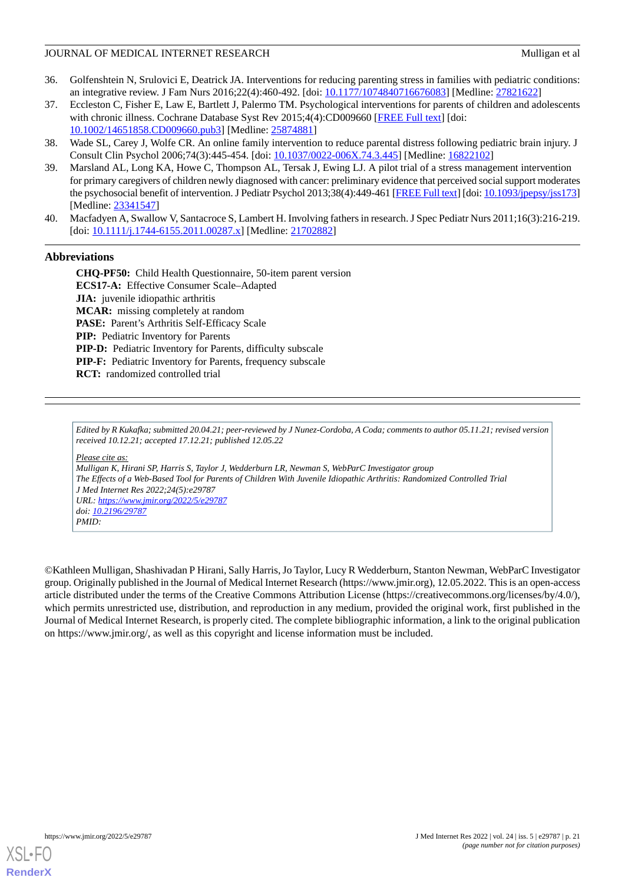36. Golfenshtein N, Srulovici E, Deatrick JA. Interventions for reducing parenting stress in families with pediatric conditions: an integrative review. J Fam Nurs 2016;22(4):460-492. [doi: 10.1177/1074840716676083] [Medline: 27821622]
37. Eccleston C, Fisher E, Law E, Bartlett J, Palermo TM. Psychological interventions for parents of children and adolescents with chronic illness. Cochrane Database Syst Rev 2015;4(4):CD009660 [FREE Full text] [doi: 10.1002/14651858.CD009660.pub3] [Medline: 25874881]
38. Wade SL, Carey J, Wolfe CR. An online family intervention to reduce parental distress following pediatric brain injury. J Consult Clin Psychol 2006;74(3):445-454. [doi: 10.1037/0022-006X.74.3.445] [Medline: 16822102]
39. Marsland AL, Long KA, Howe C, Thompson AL, Tersak J, Ewing LJ. A pilot trial of a stress management intervention for primary caregivers of children newly diagnosed with cancer: preliminary evidence that perceived social support moderates the psychosocial benefit of intervention. J Pediatr Psychol 2013;38(4):449-461 [FREE Full text] [doi: 10.1093/jpepsy/jss173] [Medline: 23341547]
40. Macfadyen A, Swallow V, Santacroce S, Lambert H. Involving fathers in research. J Spec Pediatr Nurs 2011;16(3):216-219. [doi: 10.1111/j.1744-6155.2011.00287.x] [Medline: 21702882]

## Abbreviations

**CHQ-PF50:** Child Health Questionnaire, 50-item parent version
**ECS17-A:** Effective Consumer Scale–Adapted
**JIA:** juvenile idiopathic arthritis
**MCAR:** missing completely at random
**PASE:** Parent's Arthritis Self-Efficacy Scale
**PIP:** Pediatric Inventory for Parents
**PIP-D:** Pediatric Inventory for Parents, difficulty subscale
**PIP-F:** Pediatric Inventory for Parents, frequency subscale
**RCT:** randomized controlled trial

*Edited by R Kukafka; submitted 20.04.21; peer-reviewed by J Nunez-Cordoba, A Coda; comments to author 05.11.21; revised version received 10.12.21; accepted 17.12.21; published 12.05.22*

*Please cite as:*
*Mulligan K, Hirani SP, Harris S, Taylor J, Wedderburn LR, Newman S, WebParC Investigator group*
*The Effects of a Web-Based Tool for Parents of Children With Juvenile Idiopathic Arthritis: Randomized Controlled Trial*
*J Med Internet Res 2022;24(5):e29787*
*URL: https://www.jmir.org/2022/5/e29787*
*doi: 10.2196/29787*
*PMID:*

©Kathleen Mulligan, Shashivadan P Hirani, Sally Harris, Jo Taylor, Lucy R Wedderburn, Stanton Newman, WebParC Investigator group. Originally published in the Journal of Medical Internet Research (https://www.jmir.org), 12.05.2022. This is an open-access article distributed under the terms of the Creative Commons Attribution License (https://creativecommons.org/licenses/by/4.0/), which permits unrestricted use, distribution, and reproduction in any medium, provided the original work, first published in the Journal of Medical Internet Research, is properly cited. The complete bibliographic information, a link to the original publication on https://www.jmir.org/, as well as this copyright and license information must be included.